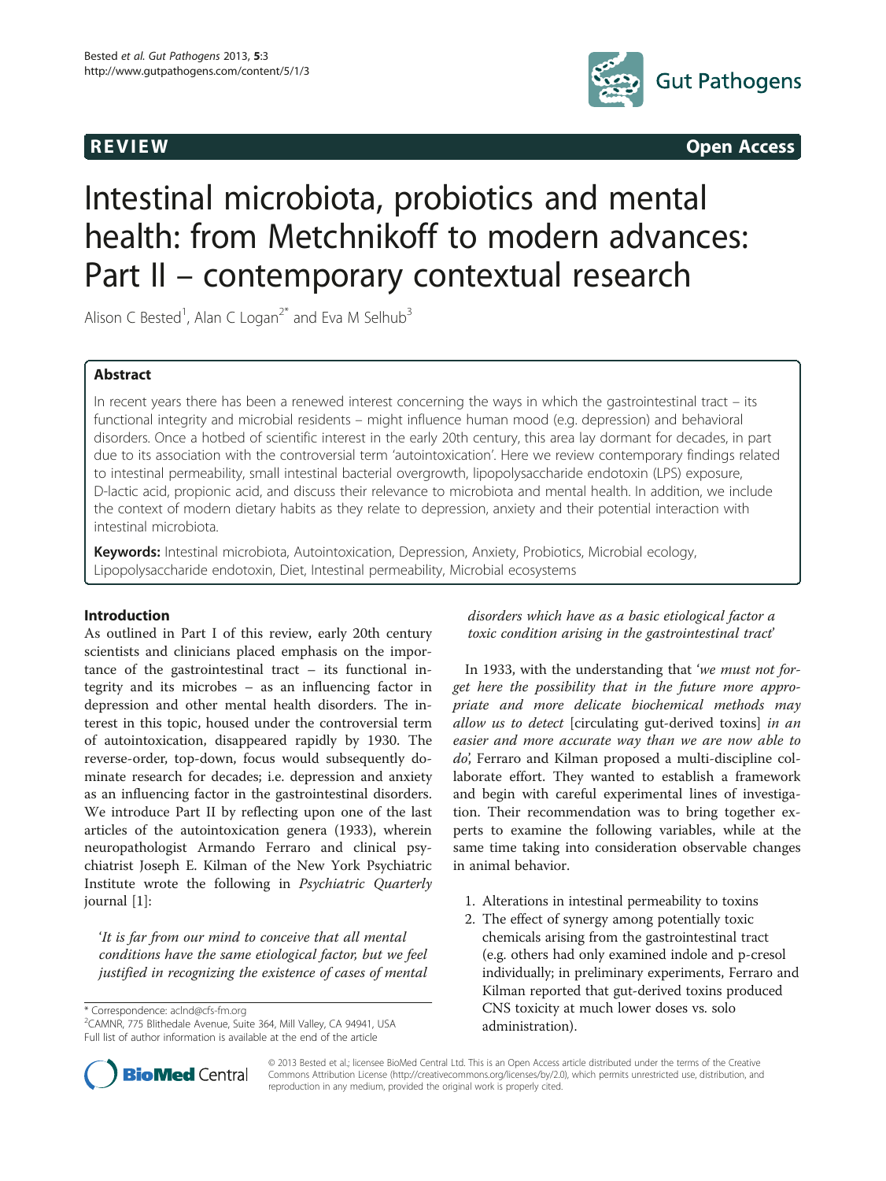REVIEW Open Access

# Intestinal microbiota, probiotics and mental health: from Metchnikoff to modern advances: Part II – contemporary contextual research

Alison C Bested[1], Alan C Logan[2*] and Eva M Selhub[3]

## Abstract

In recent years there has been a renewed interest concerning the ways in which the gastrointestinal tract – its functional integrity and microbial residents – might influence human mood (e.g. depression) and behavioral disorders. Once a hotbed of scientific interest in the early 20th century, this area lay dormant for decades, in part due to its association with the controversial term 'autointoxication'. Here we review contemporary findings related to intestinal permeability, small intestinal bacterial overgrowth, lipopolysaccharide endotoxin (LPS) exposure, D-lactic acid, propionic acid, and discuss their relevance to microbiota and mental health. In addition, we include the context of modern dietary habits as they relate to depression, anxiety and their potential interaction with intestinal microbiota.

**Keywords:** Intestinal microbiota, Autointoxication, Depression, Anxiety, Probiotics, Microbial ecology, Lipopolysaccharide endotoxin, Diet, Intestinal permeability, Microbial ecosystems

## Introduction

As outlined in Part I of this review, early 20th century scientists and clinicians placed emphasis on the importance of the gastrointestinal tract – its functional integrity and its microbes – as an influencing factor in depression and other mental health disorders. The interest in this topic, housed under the controversial term of autointoxication, disappeared rapidly by 1930. The reverse-order, top-down, focus would subsequently dominate research for decades; i.e. depression and anxiety as an influencing factor in the gastrointestinal disorders. We introduce Part II by reflecting upon one of the last articles of the autointoxication genera (1933), wherein neuropathologist Armando Ferraro and clinical psychiatrist Joseph E. Kilman of the New York Psychiatric Institute wrote the following in *Psychiatric Quarterly* journal [1]:

> '*It is far from our mind to conceive that all mental conditions have the same etiological factor, but we feel justified in recognizing the existence of cases of mental disorders which have as a basic etiological factor a toxic condition arising in the gastrointestinal tract*'

In 1933, with the understanding that '*we must not forget here the possibility that in the future more appropriate and more delicate biochemical methods may allow us to detect* [circulating gut-derived toxins] *in an easier and more accurate way than we are now able to do*', Ferraro and Kilman proposed a multi-discipline collaborate effort. They wanted to establish a framework and begin with careful experimental lines of investigation. Their recommendation was to bring together experts to examine the following variables, while at the same time taking into consideration observable changes in animal behavior.

1. Alterations in intestinal permeability to toxins
2. The effect of synergy among potentially toxic chemicals arising from the gastrointestinal tract (e.g. others had only examined indole and p-cresol individually; in preliminary experiments, Ferraro and Kilman reported that gut-derived toxins produced CNS toxicity at much lower doses vs. solo administration).

\* Correspondence: aclnd@cfs-fm.org
[2]CAMNR, 775 Blithedale Avenue, Suite 364, Mill Valley, CA 94941, USA
Full list of author information is available at the end of the article

© 2013 Bested et al.; licensee BioMed Central Ltd. This is an Open Access article distributed under the terms of the Creative Commons Attribution License (http://creativecommons.org/licenses/by/2.0), which permits unrestricted use, distribution, and reproduction in any medium, provided the original work is properly cited.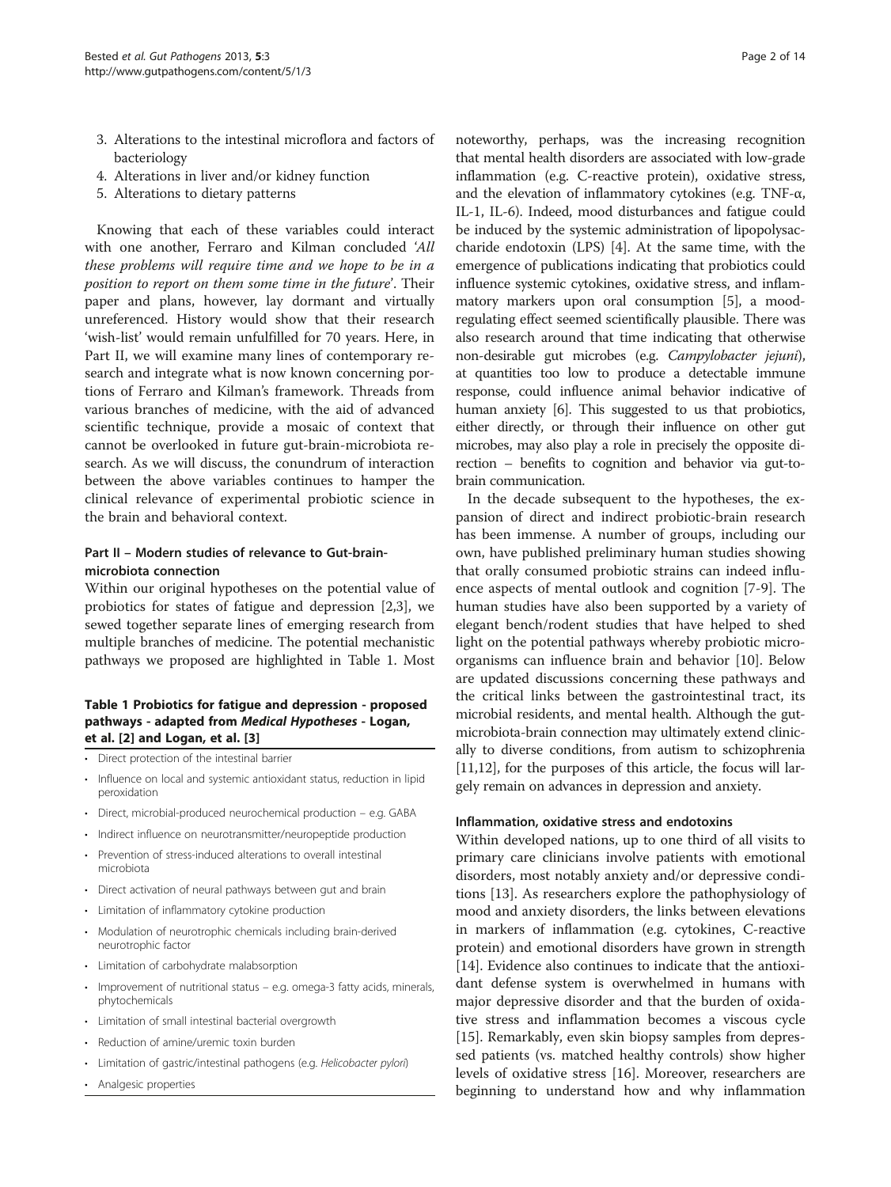3. Alterations to the intestinal microflora and factors of bacteriology
4. Alterations in liver and/or kidney function
5. Alterations to dietary patterns

Knowing that each of these variables could interact with one another, Ferraro and Kilman concluded *'All these problems will require time and we hope to be in a position to report on them some time in the future'*. Their paper and plans, however, lay dormant and virtually unreferenced. History would show that their research 'wish-list' would remain unfulfilled for 70 years. Here, in Part II, we will examine many lines of contemporary research and integrate what is now known concerning portions of Ferraro and Kilman's framework. Threads from various branches of medicine, with the aid of advanced scientific technique, provide a mosaic of context that cannot be overlooked in future gut-brain-microbiota research. As we will discuss, the conundrum of interaction between the above variables continues to hamper the clinical relevance of experimental probiotic science in the brain and behavioral context.

## Part II – Modern studies of relevance to Gut-brain-microbiota connection

Within our original hypotheses on the potential value of probiotics for states of fatigue and depression [2,3], we sewed together separate lines of emerging research from multiple branches of medicine. The potential mechanistic pathways we proposed are highlighted in Table 1. Most noteworthy, perhaps, was the increasing recognition that mental health disorders are associated with low-grade inflammation (e.g. C-reactive protein), oxidative stress, and the elevation of inflammatory cytokines (e.g. TNF-α, IL-1, IL-6). Indeed, mood disturbances and fatigue could be induced by the systemic administration of lipopolysaccharide endotoxin (LPS) [4]. At the same time, with the emergence of publications indicating that probiotics could influence systemic cytokines, oxidative stress, and inflammatory markers upon oral consumption [5], a mood-regulating effect seemed scientifically plausible. There was also research around that time indicating that otherwise non-desirable gut microbes (e.g. *Campylobacter jejuni*), at quantities too low to produce a detectable immune response, could influence animal behavior indicative of human anxiety [6]. This suggested to us that probiotics, either directly, or through their influence on other gut microbes, may also play a role in precisely the opposite direction – benefits to cognition and behavior via gut-to-brain communication.

**Table 1 Probiotics for fatigue and depression - proposed pathways - adapted from *Medical Hypotheses* - Logan, et al. [2] and Logan, et al. [3]**

- Direct protection of the intestinal barrier
- Influence on local and systemic antioxidant status, reduction in lipid peroxidation
- Direct, microbial-produced neurochemical production – e.g. GABA
- Indirect influence on neurotransmitter/neuropeptide production
- Prevention of stress-induced alterations to overall intestinal microbiota
- Direct activation of neural pathways between gut and brain
- Limitation of inflammatory cytokine production
- Modulation of neurotrophic chemicals including brain-derived neurotrophic factor
- Limitation of carbohydrate malabsorption
- Improvement of nutritional status – e.g. omega-3 fatty acids, minerals, phytochemicals
- Limitation of small intestinal bacterial overgrowth
- Reduction of amine/uremic toxin burden
- Limitation of gastric/intestinal pathogens (e.g. *Helicobacter pylori*)
- Analgesic properties

In the decade subsequent to the hypotheses, the expansion of direct and indirect probiotic-brain research has been immense. A number of groups, including our own, have published preliminary human studies showing that orally consumed probiotic strains can indeed influence aspects of mental outlook and cognition [7-9]. The human studies have also been supported by a variety of elegant bench/rodent studies that have helped to shed light on the potential pathways whereby probiotic microorganisms can influence brain and behavior [10]. Below are updated discussions concerning these pathways and the critical links between the gastrointestinal tract, its microbial residents, and mental health. Although the gut-microbiota-brain connection may ultimately extend clinically to diverse conditions, from autism to schizophrenia [11,12], for the purposes of this article, the focus will largely remain on advances in depression and anxiety.

### Inflammation, oxidative stress and endotoxins

Within developed nations, up to one third of all visits to primary care clinicians involve patients with emotional disorders, most notably anxiety and/or depressive conditions [13]. As researchers explore the pathophysiology of mood and anxiety disorders, the links between elevations in markers of inflammation (e.g. cytokines, C-reactive protein) and emotional disorders have grown in strength [14]. Evidence also continues to indicate that the antioxidant defense system is overwhelmed in humans with major depressive disorder and that the burden of oxidative stress and inflammation becomes a viscous cycle [15]. Remarkably, even skin biopsy samples from depressed patients (vs. matched healthy controls) show higher levels of oxidative stress [16]. Moreover, researchers are beginning to understand how and why inflammation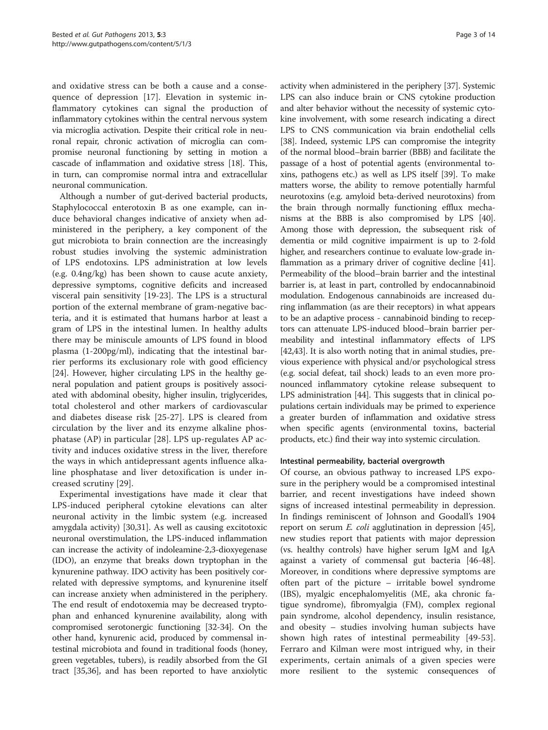and oxidative stress can be both a cause and a consequence of depression [17]. Elevation in systemic inflammatory cytokines can signal the production of inflammatory cytokines within the central nervous system via microglia activation. Despite their critical role in neuronal repair, chronic activation of microglia can compromise neuronal functioning by setting in motion a cascade of inflammation and oxidative stress [18]. This, in turn, can compromise normal intra and extracellular neuronal communication.

Although a number of gut-derived bacterial products, Staphylococcal enterotoxin B as one example, can induce behavioral changes indicative of anxiety when administered in the periphery, a key component of the gut microbiota to brain connection are the increasingly robust studies involving the systemic administration of LPS endotoxins. LPS administration at low levels (e.g. 0.4ng/kg) has been shown to cause acute anxiety, depressive symptoms, cognitive deficits and increased visceral pain sensitivity [19-23]. The LPS is a structural portion of the external membrane of gram-negative bacteria, and it is estimated that humans harbor at least a gram of LPS in the intestinal lumen. In healthy adults there may be miniscule amounts of LPS found in blood plasma (1-200pg/ml), indicating that the intestinal barrier performs its exclusionary role with good efficiency [24]. However, higher circulating LPS in the healthy general population and patient groups is positively associated with abdominal obesity, higher insulin, triglycerides, total cholesterol and other markers of cardiovascular and diabetes disease risk [25-27]. LPS is cleared from circulation by the liver and its enzyme alkaline phosphatase (AP) in particular [28]. LPS up-regulates AP activity and induces oxidative stress in the liver, therefore the ways in which antidepressant agents influence alkaline phosphatase and liver detoxification is under increased scrutiny [29].

Experimental investigations have made it clear that LPS-induced peripheral cytokine elevations can alter neuronal activity in the limbic system (e.g. increased amygdala activity) [30,31]. As well as causing excitotoxic neuronal overstimulation, the LPS-induced inflammation can increase the activity of indoleamine-2,3-dioxygenase (IDO), an enzyme that breaks down tryptophan in the kynurenine pathway. IDO activity has been positively correlated with depressive symptoms, and kynurenine itself can increase anxiety when administered in the periphery. The end result of endotoxemia may be decreased tryptophan and enhanced kynurenine availability, along with compromised serotonergic functioning [32-34]. On the other hand, kynurenic acid, produced by commensal intestinal microbiota and found in traditional foods (honey, green vegetables, tubers), is readily absorbed from the GI tract [35,36], and has been reported to have anxiolytic activity when administered in the periphery [37]. Systemic LPS can also induce brain or CNS cytokine production and alter behavior without the necessity of systemic cytokine involvement, with some research indicating a direct LPS to CNS communication via brain endothelial cells [38]. Indeed, systemic LPS can compromise the integrity of the normal blood–brain barrier (BBB) and facilitate the passage of a host of potential agents (environmental toxins, pathogens etc.) as well as LPS itself [39]. To make matters worse, the ability to remove potentially harmful neurotoxins (e.g. amyloid beta-derived neurotoxins) from the brain through normally functioning efflux mechanisms at the BBB is also compromised by LPS [40]. Among those with depression, the subsequent risk of dementia or mild cognitive impairment is up to 2-fold higher, and researchers continue to evaluate low-grade inflammation as a primary driver of cognitive decline [41]. Permeability of the blood–brain barrier and the intestinal barrier is, at least in part, controlled by endocannabinoid modulation. Endogenous cannabinoids are increased during inflammation (as are their receptors) in what appears to be an adaptive process - cannabinoid binding to receptors can attenuate LPS-induced blood–brain barrier permeability and intestinal inflammatory effects of LPS [42,43]. It is also worth noting that in animal studies, previous experience with physical and/or psychological stress (e.g. social defeat, tail shock) leads to an even more pronounced inflammatory cytokine release subsequent to LPS administration [44]. This suggests that in clinical populations certain individuals may be primed to experience a greater burden of inflammation and oxidative stress when specific agents (environmental toxins, bacterial products, etc.) find their way into systemic circulation.

#### Intestinal permeability, bacterial overgrowth

Of course, an obvious pathway to increased LPS exposure in the periphery would be a compromised intestinal barrier, and recent investigations have indeed shown signs of increased intestinal permeability in depression. In findings reminiscent of Johnson and Goodall's 1904 report on serum *E. coli* agglutination in depression [45], new studies report that patients with major depression (vs. healthy controls) have higher serum IgM and IgA against a variety of commensal gut bacteria [46-48]. Moreover, in conditions where depressive symptoms are often part of the picture – irritable bowel syndrome (IBS), myalgic encephalomyelitis (ME, aka chronic fatigue syndrome), fibromyalgia (FM), complex regional pain syndrome, alcohol dependency, insulin resistance, and obesity – studies involving human subjects have shown high rates of intestinal permeability [49-53]. Ferraro and Kilman were most intrigued why, in their experiments, certain animals of a given species were more resilient to the systemic consequences of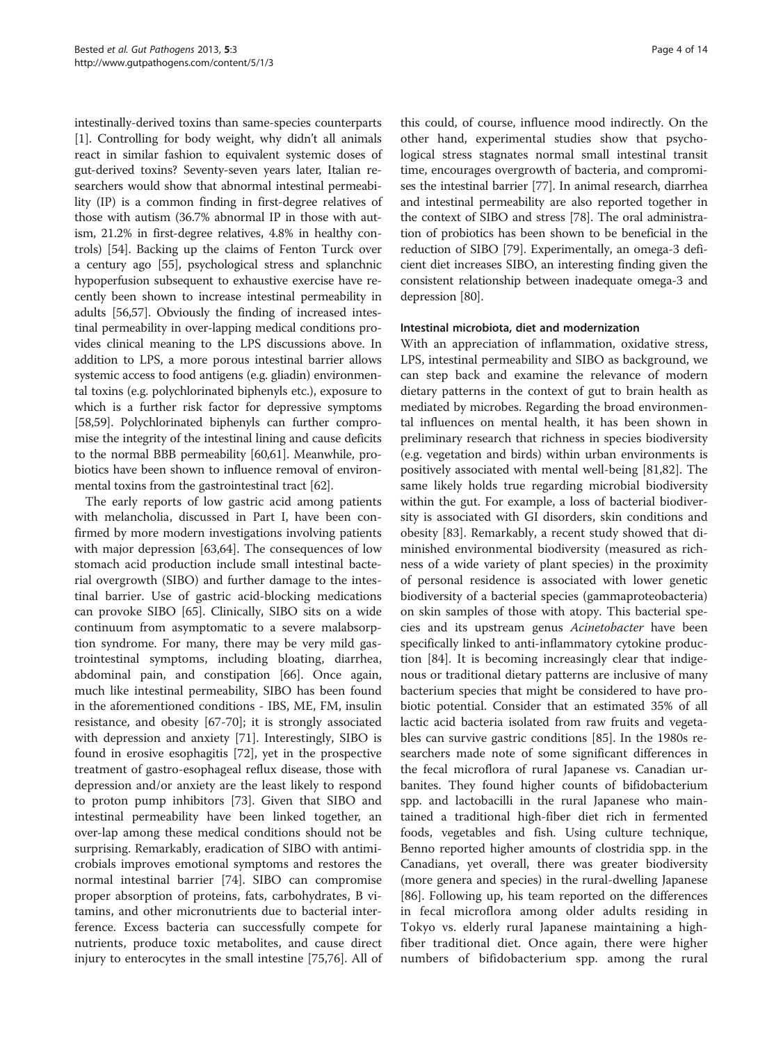intestinally-derived toxins than same-species counterparts [1]. Controlling for body weight, why didn't all animals react in similar fashion to equivalent systemic doses of gut-derived toxins? Seventy-seven years later, Italian researchers would show that abnormal intestinal permeability (IP) is a common finding in first-degree relatives of those with autism (36.7% abnormal IP in those with autism, 21.2% in first-degree relatives, 4.8% in healthy controls) [54]. Backing up the claims of Fenton Turck over a century ago [55], psychological stress and splanchnic hypoperfusion subsequent to exhaustive exercise have recently been shown to increase intestinal permeability in adults [56,57]. Obviously the finding of increased intestinal permeability in over-lapping medical conditions provides clinical meaning to the LPS discussions above. In addition to LPS, a more porous intestinal barrier allows systemic access to food antigens (e.g. gliadin) environmental toxins (e.g. polychlorinated biphenyls etc.), exposure to which is a further risk factor for depressive symptoms [58,59]. Polychlorinated biphenyls can further compromise the integrity of the intestinal lining and cause deficits to the normal BBB permeability [60,61]. Meanwhile, probiotics have been shown to influence removal of environmental toxins from the gastrointestinal tract [62].

The early reports of low gastric acid among patients with melancholia, discussed in Part I, have been confirmed by more modern investigations involving patients with major depression [63,64]. The consequences of low stomach acid production include small intestinal bacterial overgrowth (SIBO) and further damage to the intestinal barrier. Use of gastric acid-blocking medications can provoke SIBO [65]. Clinically, SIBO sits on a wide continuum from asymptomatic to a severe malabsorption syndrome. For many, there may be very mild gastrointestinal symptoms, including bloating, diarrhea, abdominal pain, and constipation [66]. Once again, much like intestinal permeability, SIBO has been found in the aforementioned conditions - IBS, ME, FM, insulin resistance, and obesity [67-70]; it is strongly associated with depression and anxiety [71]. Interestingly, SIBO is found in erosive esophagitis [72], yet in the prospective treatment of gastro-esophageal reflux disease, those with depression and/or anxiety are the least likely to respond to proton pump inhibitors [73]. Given that SIBO and intestinal permeability have been linked together, an over-lap among these medical conditions should not be surprising. Remarkably, eradication of SIBO with antimicrobials improves emotional symptoms and restores the normal intestinal barrier [74]. SIBO can compromise proper absorption of proteins, fats, carbohydrates, B vitamins, and other micronutrients due to bacterial interference. Excess bacteria can successfully compete for nutrients, produce toxic metabolites, and cause direct injury to enterocytes in the small intestine [75,76]. All of this could, of course, influence mood indirectly. On the other hand, experimental studies show that psychological stress stagnates normal small intestinal transit time, encourages overgrowth of bacteria, and compromises the intestinal barrier [77]. In animal research, diarrhea and intestinal permeability are also reported together in the context of SIBO and stress [78]. The oral administration of probiotics has been shown to be beneficial in the reduction of SIBO [79]. Experimentally, an omega-3 deficient diet increases SIBO, an interesting finding given the consistent relationship between inadequate omega-3 and depression [80].

### Intestinal microbiota, diet and modernization

With an appreciation of inflammation, oxidative stress, LPS, intestinal permeability and SIBO as background, we can step back and examine the relevance of modern dietary patterns in the context of gut to brain health as mediated by microbes. Regarding the broad environmental influences on mental health, it has been shown in preliminary research that richness in species biodiversity (e.g. vegetation and birds) within urban environments is positively associated with mental well-being [81,82]. The same likely holds true regarding microbial biodiversity within the gut. For example, a loss of bacterial biodiversity is associated with GI disorders, skin conditions and obesity [83]. Remarkably, a recent study showed that diminished environmental biodiversity (measured as richness of a wide variety of plant species) in the proximity of personal residence is associated with lower genetic biodiversity of a bacterial species (gammaproteobacteria) on skin samples of those with atopy. This bacterial species and its upstream genus *Acinetobacter* have been specifically linked to anti-inflammatory cytokine production [84]. It is becoming increasingly clear that indigenous or traditional dietary patterns are inclusive of many bacterium species that might be considered to have probiotic potential. Consider that an estimated 35% of all lactic acid bacteria isolated from raw fruits and vegetables can survive gastric conditions [85]. In the 1980s researchers made note of some significant differences in the fecal microflora of rural Japanese vs. Canadian urbanites. They found higher counts of bifidobacterium spp. and lactobacilli in the rural Japanese who maintained a traditional high-fiber diet rich in fermented foods, vegetables and fish. Using culture technique, Benno reported higher amounts of clostridia spp. in the Canadians, yet overall, there was greater biodiversity (more genera and species) in the rural-dwelling Japanese [86]. Following up, his team reported on the differences in fecal microflora among older adults residing in Tokyo vs. elderly rural Japanese maintaining a high-fiber traditional diet. Once again, there were higher numbers of bifidobacterium spp. among the rural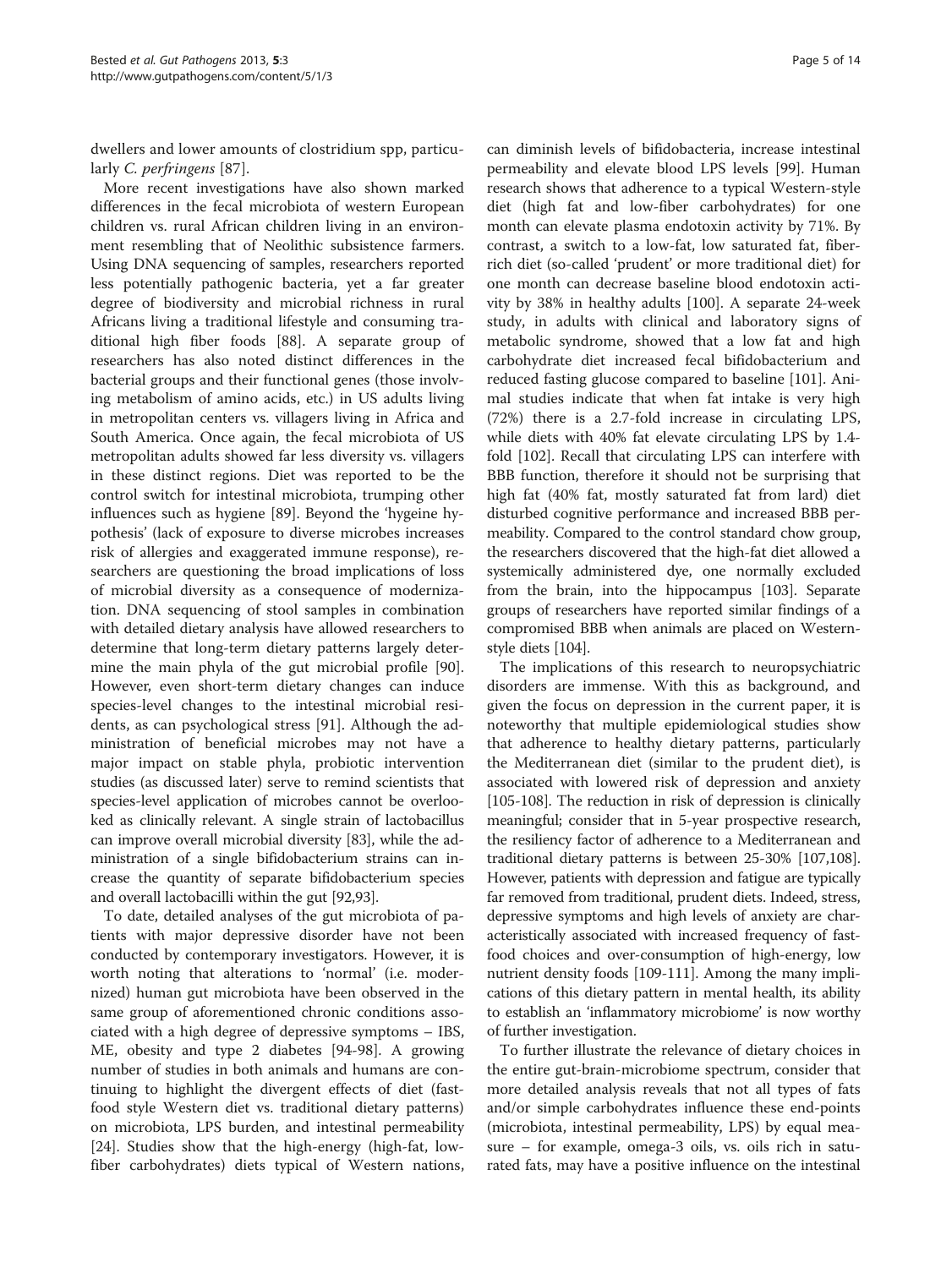dwellers and lower amounts of clostridium spp, particularly *C. perfringens* [87].

More recent investigations have also shown marked differences in the fecal microbiota of western European children vs. rural African children living in an environment resembling that of Neolithic subsistence farmers. Using DNA sequencing of samples, researchers reported less potentially pathogenic bacteria, yet a far greater degree of biodiversity and microbial richness in rural Africans living a traditional lifestyle and consuming traditional high fiber foods [88]. A separate group of researchers has also noted distinct differences in the bacterial groups and their functional genes (those involving metabolism of amino acids, etc.) in US adults living in metropolitan centers vs. villagers living in Africa and South America. Once again, the fecal microbiota of US metropolitan adults showed far less diversity vs. villagers in these distinct regions. Diet was reported to be the control switch for intestinal microbiota, trumping other influences such as hygiene [89]. Beyond the 'hygeine hypothesis' (lack of exposure to diverse microbes increases risk of allergies and exaggerated immune response), researchers are questioning the broad implications of loss of microbial diversity as a consequence of modernization. DNA sequencing of stool samples in combination with detailed dietary analysis have allowed researchers to determine that long-term dietary patterns largely determine the main phyla of the gut microbial profile [90]. However, even short-term dietary changes can induce species-level changes to the intestinal microbial residents, as can psychological stress [91]. Although the administration of beneficial microbes may not have a major impact on stable phyla, probiotic intervention studies (as discussed later) serve to remind scientists that species-level application of microbes cannot be overlooked as clinically relevant. A single strain of lactobacillus can improve overall microbial diversity [83], while the administration of a single bifidobacterium strains can increase the quantity of separate bifidobacterium species and overall lactobacilli within the gut [92,93].

To date, detailed analyses of the gut microbiota of patients with major depressive disorder have not been conducted by contemporary investigators. However, it is worth noting that alterations to 'normal' (i.e. modernized) human gut microbiota have been observed in the same group of aforementioned chronic conditions associated with a high degree of depressive symptoms – IBS, ME, obesity and type 2 diabetes [94-98]. A growing number of studies in both animals and humans are continuing to highlight the divergent effects of diet (fast-food style Western diet vs. traditional dietary patterns) on microbiota, LPS burden, and intestinal permeability [24]. Studies show that the high-energy (high-fat, low-fiber carbohydrates) diets typical of Western nations, can diminish levels of bifidobacteria, increase intestinal permeability and elevate blood LPS levels [99]. Human research shows that adherence to a typical Western-style diet (high fat and low-fiber carbohydrates) for one month can elevate plasma endotoxin activity by 71%. By contrast, a switch to a low-fat, low saturated fat, fiber-rich diet (so-called 'prudent' or more traditional diet) for one month can decrease baseline blood endotoxin activity by 38% in healthy adults [100]. A separate 24-week study, in adults with clinical and laboratory signs of metabolic syndrome, showed that a low fat and high carbohydrate diet increased fecal bifidobacterium and reduced fasting glucose compared to baseline [101]. Animal studies indicate that when fat intake is very high (72%) there is a 2.7-fold increase in circulating LPS, while diets with 40% fat elevate circulating LPS by 1.4-fold [102]. Recall that circulating LPS can interfere with BBB function, therefore it should not be surprising that high fat (40% fat, mostly saturated fat from lard) diet disturbed cognitive performance and increased BBB permeability. Compared to the control standard chow group, the researchers discovered that the high-fat diet allowed a systemically administered dye, one normally excluded from the brain, into the hippocampus [103]. Separate groups of researchers have reported similar findings of a compromised BBB when animals are placed on Western-style diets [104].

The implications of this research to neuropsychiatric disorders are immense. With this as background, and given the focus on depression in the current paper, it is noteworthy that multiple epidemiological studies show that adherence to healthy dietary patterns, particularly the Mediterranean diet (similar to the prudent diet), is associated with lowered risk of depression and anxiety [105-108]. The reduction in risk of depression is clinically meaningful; consider that in 5-year prospective research, the resiliency factor of adherence to a Mediterranean and traditional dietary patterns is between 25-30% [107,108]. However, patients with depression and fatigue are typically far removed from traditional, prudent diets. Indeed, stress, depressive symptoms and high levels of anxiety are characteristically associated with increased frequency of fast-food choices and over-consumption of high-energy, low nutrient density foods [109-111]. Among the many implications of this dietary pattern in mental health, its ability to establish an 'inflammatory microbiome' is now worthy of further investigation.

To further illustrate the relevance of dietary choices in the entire gut-brain-microbiome spectrum, consider that more detailed analysis reveals that not all types of fats and/or simple carbohydrates influence these end-points (microbiota, intestinal permeability, LPS) by equal measure – for example, omega-3 oils, vs. oils rich in saturated fats, may have a positive influence on the intestinal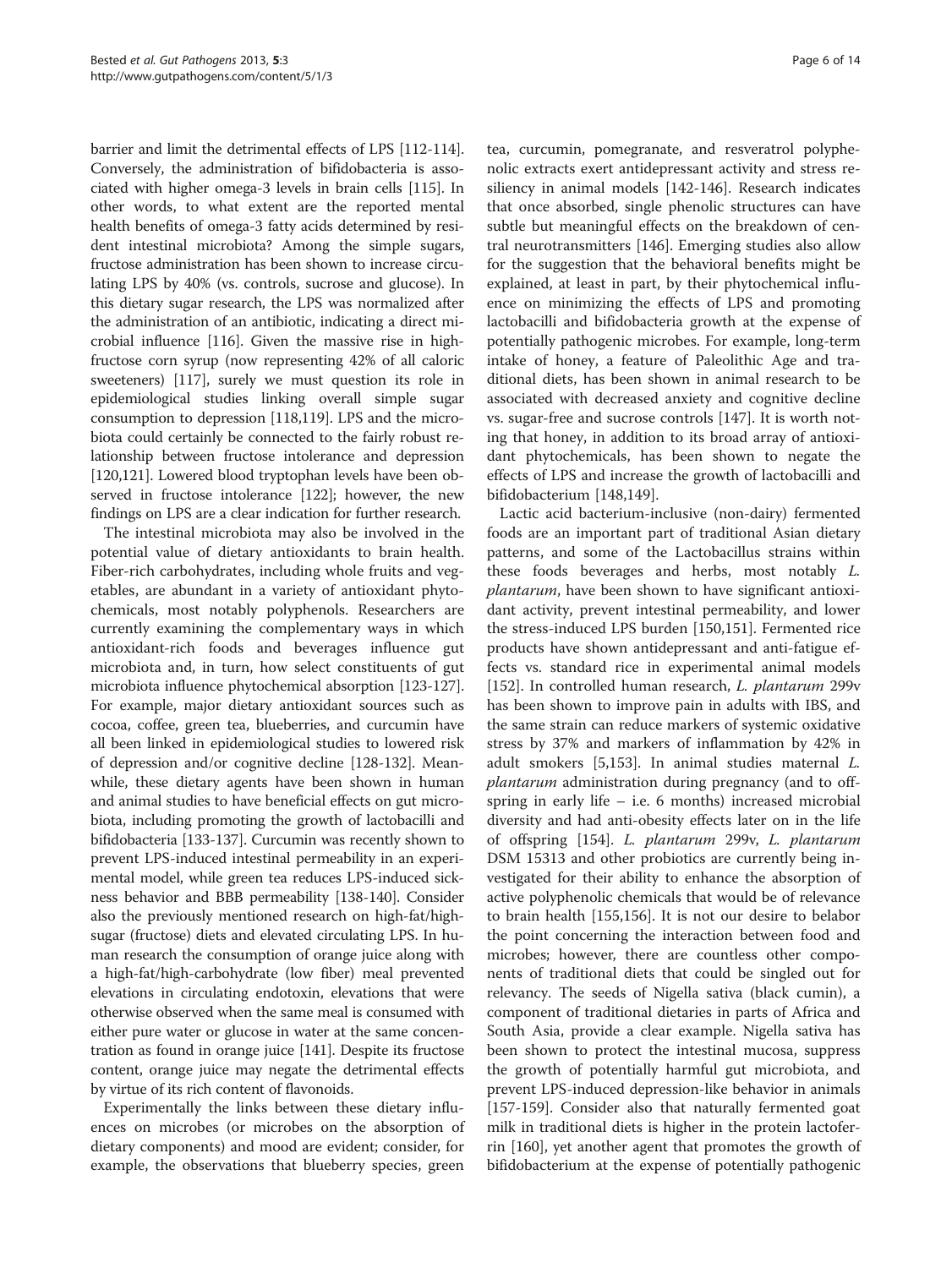barrier and limit the detrimental effects of LPS [112-114]. Conversely, the administration of bifidobacteria is associated with higher omega-3 levels in brain cells [115]. In other words, to what extent are the reported mental health benefits of omega-3 fatty acids determined by resident intestinal microbiota? Among the simple sugars, fructose administration has been shown to increase circulating LPS by 40% (vs. controls, sucrose and glucose). In this dietary sugar research, the LPS was normalized after the administration of an antibiotic, indicating a direct microbial influence [116]. Given the massive rise in high-fructose corn syrup (now representing 42% of all caloric sweeteners) [117], surely we must question its role in epidemiological studies linking overall simple sugar consumption to depression [118,119]. LPS and the microbiota could certainly be connected to the fairly robust relationship between fructose intolerance and depression [120,121]. Lowered blood tryptophan levels have been observed in fructose intolerance [122]; however, the new findings on LPS are a clear indication for further research.

The intestinal microbiota may also be involved in the potential value of dietary antioxidants to brain health. Fiber-rich carbohydrates, including whole fruits and vegetables, are abundant in a variety of antioxidant phytochemicals, most notably polyphenols. Researchers are currently examining the complementary ways in which antioxidant-rich foods and beverages influence gut microbiota and, in turn, how select constituents of gut microbiota influence phytochemical absorption [123-127]. For example, major dietary antioxidant sources such as cocoa, coffee, green tea, blueberries, and curcumin have all been linked in epidemiological studies to lowered risk of depression and/or cognitive decline [128-132]. Meanwhile, these dietary agents have been shown in human and animal studies to have beneficial effects on gut microbiota, including promoting the growth of lactobacilli and bifidobacteria [133-137]. Curcumin was recently shown to prevent LPS-induced intestinal permeability in an experimental model, while green tea reduces LPS-induced sickness behavior and BBB permeability [138-140]. Consider also the previously mentioned research on high-fat/high-sugar (fructose) diets and elevated circulating LPS. In human research the consumption of orange juice along with a high-fat/high-carbohydrate (low fiber) meal prevented elevations in circulating endotoxin, elevations that were otherwise observed when the same meal is consumed with either pure water or glucose in water at the same concentration as found in orange juice [141]. Despite its fructose content, orange juice may negate the detrimental effects by virtue of its rich content of flavonoids.

Experimentally the links between these dietary influences on microbes (or microbes on the absorption of dietary components) and mood are evident; consider, for example, the observations that blueberry species, green tea, curcumin, pomegranate, and resveratrol polyphenolic extracts exert antidepressant activity and stress resiliency in animal models [142-146]. Research indicates that once absorbed, single phenolic structures can have subtle but meaningful effects on the breakdown of central neurotransmitters [146]. Emerging studies also allow for the suggestion that the behavioral benefits might be explained, at least in part, by their phytochemical influence on minimizing the effects of LPS and promoting lactobacilli and bifidobacteria growth at the expense of potentially pathogenic microbes. For example, long-term intake of honey, a feature of Paleolithic Age and traditional diets, has been shown in animal research to be associated with decreased anxiety and cognitive decline vs. sugar-free and sucrose controls [147]. It is worth noting that honey, in addition to its broad array of antioxidant phytochemicals, has been shown to negate the effects of LPS and increase the growth of lactobacilli and bifidobacterium [148,149].

Lactic acid bacterium-inclusive (non-dairy) fermented foods are an important part of traditional Asian dietary patterns, and some of the Lactobacillus strains within these foods beverages and herbs, most notably *L. plantarum*, have been shown to have significant antioxidant activity, prevent intestinal permeability, and lower the stress-induced LPS burden [150,151]. Fermented rice products have shown antidepressant and anti-fatigue effects vs. standard rice in experimental animal models [152]. In controlled human research, *L. plantarum* 299v has been shown to improve pain in adults with IBS, and the same strain can reduce markers of systemic oxidative stress by 37% and markers of inflammation by 42% in adult smokers [5,153]. In animal studies maternal *L. plantarum* administration during pregnancy (and to offspring in early life – i.e. 6 months) increased microbial diversity and had anti-obesity effects later on in the life of offspring [154]. *L. plantarum* 299v, *L. plantarum* DSM 15313 and other probiotics are currently being investigated for their ability to enhance the absorption of active polyphenolic chemicals that would be of relevance to brain health [155,156]. It is not our desire to belabor the point concerning the interaction between food and microbes; however, there are countless other components of traditional diets that could be singled out for relevancy. The seeds of Nigella sativa (black cumin), a component of traditional dietaries in parts of Africa and South Asia, provide a clear example. Nigella sativa has been shown to protect the intestinal mucosa, suppress the growth of potentially harmful gut microbiota, and prevent LPS-induced depression-like behavior in animals [157-159]. Consider also that naturally fermented goat milk in traditional diets is higher in the protein lactoferrin [160], yet another agent that promotes the growth of bifidobacterium at the expense of potentially pathogenic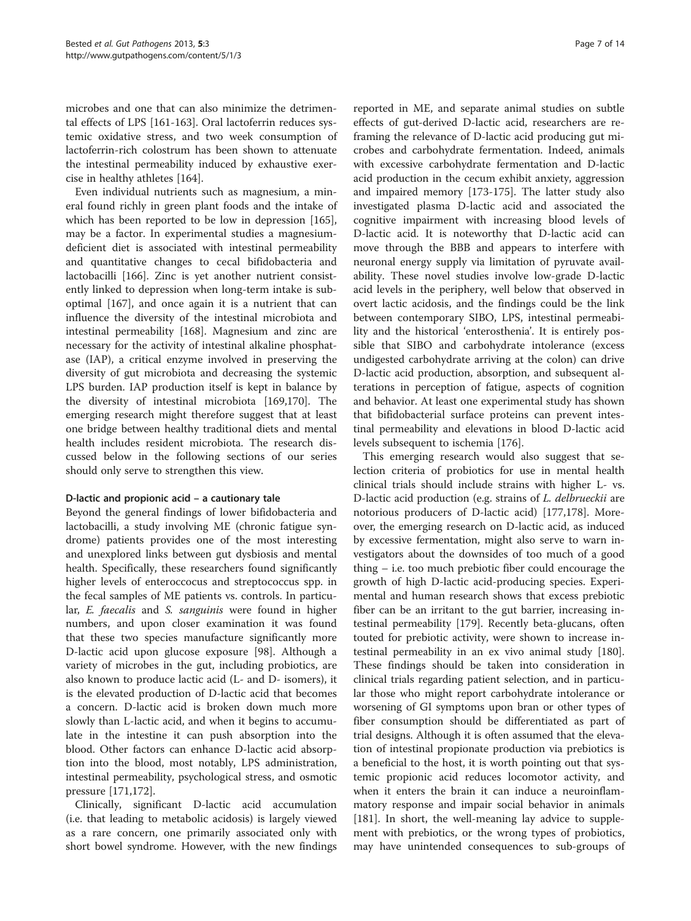microbes and one that can also minimize the detrimental effects of LPS [161-163]. Oral lactoferrin reduces systemic oxidative stress, and two week consumption of lactoferrin-rich colostrum has been shown to attenuate the intestinal permeability induced by exhaustive exercise in healthy athletes [164].

Even individual nutrients such as magnesium, a mineral found richly in green plant foods and the intake of which has been reported to be low in depression [165], may be a factor. In experimental studies a magnesium-deficient diet is associated with intestinal permeability and quantitative changes to cecal bifidobacteria and lactobacilli [166]. Zinc is yet another nutrient consistently linked to depression when long-term intake is sub-optimal [167], and once again it is a nutrient that can influence the diversity of the intestinal microbiota and intestinal permeability [168]. Magnesium and zinc are necessary for the activity of intestinal alkaline phosphatase (IAP), a critical enzyme involved in preserving the diversity of gut microbiota and decreasing the systemic LPS burden. IAP production itself is kept in balance by the diversity of intestinal microbiota [169,170]. The emerging research might therefore suggest that at least one bridge between healthy traditional diets and mental health includes resident microbiota. The research discussed below in the following sections of our series should only serve to strengthen this view.

#### D-lactic and propionic acid – a cautionary tale

Beyond the general findings of lower bifidobacteria and lactobacilli, a study involving ME (chronic fatigue syndrome) patients provides one of the most interesting and unexplored links between gut dysbiosis and mental health. Specifically, these researchers found significantly higher levels of enteroccocus and streptococcus spp. in the fecal samples of ME patients vs. controls. In particular, *E. faecalis* and *S. sanguinis* were found in higher numbers, and upon closer examination it was found that these two species manufacture significantly more D-lactic acid upon glucose exposure [98]. Although a variety of microbes in the gut, including probiotics, are also known to produce lactic acid (L- and D- isomers), it is the elevated production of D-lactic acid that becomes a concern. D-lactic acid is broken down much more slowly than L-lactic acid, and when it begins to accumulate in the intestine it can push absorption into the blood. Other factors can enhance D-lactic acid absorption into the blood, most notably, LPS administration, intestinal permeability, psychological stress, and osmotic pressure [171,172].

Clinically, significant D-lactic acid accumulation (i.e. that leading to metabolic acidosis) is largely viewed as a rare concern, one primarily associated only with short bowel syndrome. However, with the new findings reported in ME, and separate animal studies on subtle effects of gut-derived D-lactic acid, researchers are reframing the relevance of D-lactic acid producing gut microbes and carbohydrate fermentation. Indeed, animals with excessive carbohydrate fermentation and D-lactic acid production in the cecum exhibit anxiety, aggression and impaired memory [173-175]. The latter study also investigated plasma D-lactic acid and associated the cognitive impairment with increasing blood levels of D-lactic acid. It is noteworthy that D-lactic acid can move through the BBB and appears to interfere with neuronal energy supply via limitation of pyruvate availability. These novel studies involve low-grade D-lactic acid levels in the periphery, well below that observed in overt lactic acidosis, and the findings could be the link between contemporary SIBO, LPS, intestinal permeability and the historical 'enterosthenia'. It is entirely possible that SIBO and carbohydrate intolerance (excess undigested carbohydrate arriving at the colon) can drive D-lactic acid production, absorption, and subsequent alterations in perception of fatigue, aspects of cognition and behavior. At least one experimental study has shown that bifidobacterial surface proteins can prevent intestinal permeability and elevations in blood D-lactic acid levels subsequent to ischemia [176].

This emerging research would also suggest that selection criteria of probiotics for use in mental health clinical trials should include strains with higher L- vs. D-lactic acid production (e.g. strains of *L. delbrueckii* are notorious producers of D-lactic acid) [177,178]. Moreover, the emerging research on D-lactic acid, as induced by excessive fermentation, might also serve to warn investigators about the downsides of too much of a good thing – i.e. too much prebiotic fiber could encourage the growth of high D-lactic acid-producing species. Experimental and human research shows that excess prebiotic fiber can be an irritant to the gut barrier, increasing intestinal permeability [179]. Recently beta-glucans, often touted for prebiotic activity, were shown to increase intestinal permeability in an ex vivo animal study [180]. These findings should be taken into consideration in clinical trials regarding patient selection, and in particular those who might report carbohydrate intolerance or worsening of GI symptoms upon bran or other types of fiber consumption should be differentiated as part of trial designs. Although it is often assumed that the elevation of intestinal propionate production via prebiotics is a beneficial to the host, it is worth pointing out that systemic propionic acid reduces locomotor activity, and when it enters the brain it can induce a neuroinflammatory response and impair social behavior in animals [181]. In short, the well-meaning lay advice to supplement with prebiotics, or the wrong types of probiotics, may have unintended consequences to sub-groups of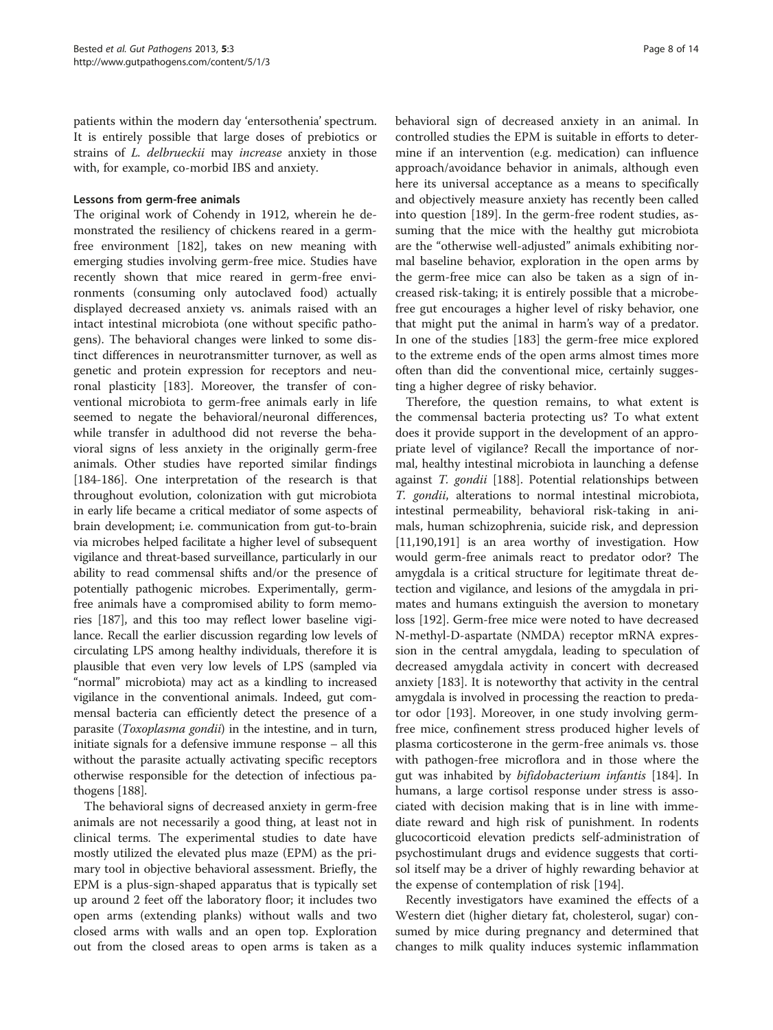patients within the modern day 'entersothenia' spectrum. It is entirely possible that large doses of prebiotics or strains of *L. delbrueckii* may *increase* anxiety in those with, for example, co-morbid IBS and anxiety.

#### Lessons from germ-free animals

The original work of Cohendy in 1912, wherein he demonstrated the resiliency of chickens reared in a germ-free environment [182], takes on new meaning with emerging studies involving germ-free mice. Studies have recently shown that mice reared in germ-free environments (consuming only autoclaved food) actually displayed decreased anxiety vs. animals raised with an intact intestinal microbiota (one without specific pathogens). The behavioral changes were linked to some distinct differences in neurotransmitter turnover, as well as genetic and protein expression for receptors and neuronal plasticity [183]. Moreover, the transfer of conventional microbiota to germ-free animals early in life seemed to negate the behavioral/neuronal differences, while transfer in adulthood did not reverse the behavioral signs of less anxiety in the originally germ-free animals. Other studies have reported similar findings [184-186]. One interpretation of the research is that throughout evolution, colonization with gut microbiota in early life became a critical mediator of some aspects of brain development; i.e. communication from gut-to-brain via microbes helped facilitate a higher level of subsequent vigilance and threat-based surveillance, particularly in our ability to read commensal shifts and/or the presence of potentially pathogenic microbes. Experimentally, germ-free animals have a compromised ability to form memories [187], and this too may reflect lower baseline vigilance. Recall the earlier discussion regarding low levels of circulating LPS among healthy individuals, therefore it is plausible that even very low levels of LPS (sampled via "normal" microbiota) may act as a kindling to increased vigilance in the conventional animals. Indeed, gut commensal bacteria can efficiently detect the presence of a parasite (*Toxoplasma gondii*) in the intestine, and in turn, initiate signals for a defensive immune response – all this without the parasite actually activating specific receptors otherwise responsible for the detection of infectious pathogens [188].

The behavioral signs of decreased anxiety in germ-free animals are not necessarily a good thing, at least not in clinical terms. The experimental studies to date have mostly utilized the elevated plus maze (EPM) as the primary tool in objective behavioral assessment. Briefly, the EPM is a plus-sign-shaped apparatus that is typically set up around 2 feet off the laboratory floor; it includes two open arms (extending planks) without walls and two closed arms with walls and an open top. Exploration out from the closed areas to open arms is taken as a behavioral sign of decreased anxiety in an animal. In controlled studies the EPM is suitable in efforts to determine if an intervention (e.g. medication) can influence approach/avoidance behavior in animals, although even here its universal acceptance as a means to specifically and objectively measure anxiety has recently been called into question [189]. In the germ-free rodent studies, assuming that the mice with the healthy gut microbiota are the "otherwise well-adjusted" animals exhibiting normal baseline behavior, exploration in the open arms by the germ-free mice can also be taken as a sign of increased risk-taking; it is entirely possible that a microbe-free gut encourages a higher level of risky behavior, one that might put the animal in harm's way of a predator. In one of the studies [183] the germ-free mice explored to the extreme ends of the open arms almost times more often than did the conventional mice, certainly suggesting a higher degree of risky behavior.

Therefore, the question remains, to what extent is the commensal bacteria protecting us? To what extent does it provide support in the development of an appropriate level of vigilance? Recall the importance of normal, healthy intestinal microbiota in launching a defense against *T. gondii* [188]. Potential relationships between *T. gondii*, alterations to normal intestinal microbiota, intestinal permeability, behavioral risk-taking in animals, human schizophrenia, suicide risk, and depression [11,190,191] is an area worthy of investigation. How would germ-free animals react to predator odor? The amygdala is a critical structure for legitimate threat detection and vigilance, and lesions of the amygdala in primates and humans extinguish the aversion to monetary loss [192]. Germ-free mice were noted to have decreased N-methyl-D-aspartate (NMDA) receptor mRNA expression in the central amygdala, leading to speculation of decreased amygdala activity in concert with decreased anxiety [183]. It is noteworthy that activity in the central amygdala is involved in processing the reaction to predator odor [193]. Moreover, in one study involving germ-free mice, confinement stress produced higher levels of plasma corticosterone in the germ-free animals vs. those with pathogen-free microflora and in those where the gut was inhabited by *bifidobacterium infantis* [184]. In humans, a large cortisol response under stress is associated with decision making that is in line with immediate reward and high risk of punishment. In rodents glucocorticoid elevation predicts self-administration of psychostimulant drugs and evidence suggests that cortisol itself may be a driver of highly rewarding behavior at the expense of contemplation of risk [194].

Recently investigators have examined the effects of a Western diet (higher dietary fat, cholesterol, sugar) consumed by mice during pregnancy and determined that changes to milk quality induces systemic inflammation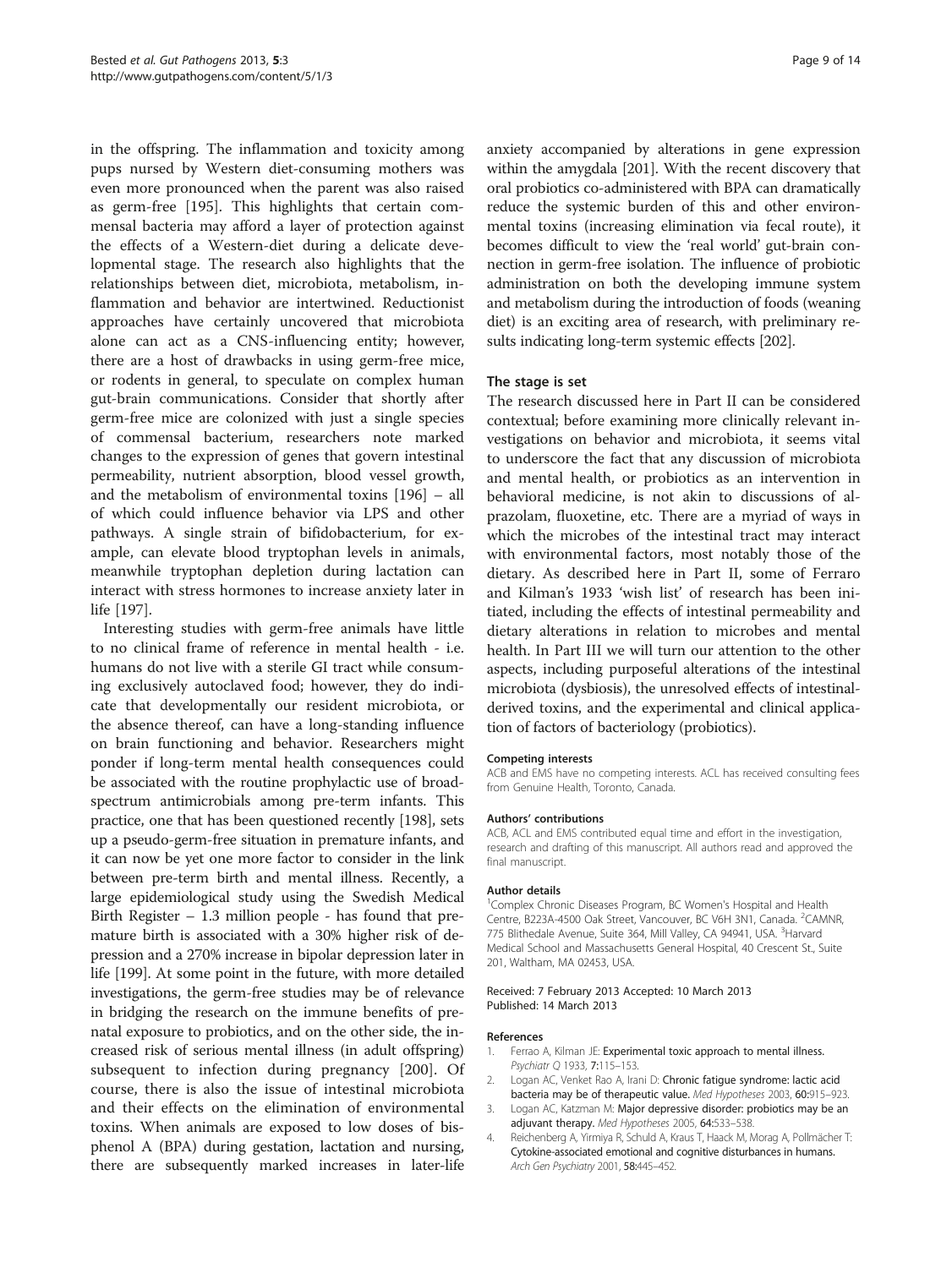in the offspring. The inflammation and toxicity among pups nursed by Western diet-consuming mothers was even more pronounced when the parent was also raised as germ-free [195]. This highlights that certain commensal bacteria may afford a layer of protection against the effects of a Western-diet during a delicate developmental stage. The research also highlights that the relationships between diet, microbiota, metabolism, inflammation and behavior are intertwined. Reductionist approaches have certainly uncovered that microbiota alone can act as a CNS-influencing entity; however, there are a host of drawbacks in using germ-free mice, or rodents in general, to speculate on complex human gut-brain communications. Consider that shortly after germ-free mice are colonized with just a single species of commensal bacterium, researchers note marked changes to the expression of genes that govern intestinal permeability, nutrient absorption, blood vessel growth, and the metabolism of environmental toxins [196] – all of which could influence behavior via LPS and other pathways. A single strain of bifidobacterium, for example, can elevate blood tryptophan levels in animals, meanwhile tryptophan depletion during lactation can interact with stress hormones to increase anxiety later in life [197].

Interesting studies with germ-free animals have little to no clinical frame of reference in mental health - i.e. humans do not live with a sterile GI tract while consuming exclusively autoclaved food; however, they do indicate that developmentally our resident microbiota, or the absence thereof, can have a long-standing influence on brain functioning and behavior. Researchers might ponder if long-term mental health consequences could be associated with the routine prophylactic use of broad-spectrum antimicrobials among pre-term infants. This practice, one that has been questioned recently [198], sets up a pseudo-germ-free situation in premature infants, and it can now be yet one more factor to consider in the link between pre-term birth and mental illness. Recently, a large epidemiological study using the Swedish Medical Birth Register – 1.3 million people - has found that premature birth is associated with a 30% higher risk of depression and a 270% increase in bipolar depression later in life [199]. At some point in the future, with more detailed investigations, the germ-free studies may be of relevance in bridging the research on the immune benefits of prenatal exposure to probiotics, and on the other side, the increased risk of serious mental illness (in adult offspring) subsequent to infection during pregnancy [200]. Of course, there is also the issue of intestinal microbiota and their effects on the elimination of environmental toxins. When animals are exposed to low doses of bisphenol A (BPA) during gestation, lactation and nursing, there are subsequently marked increases in later-life anxiety accompanied by alterations in gene expression within the amygdala [201]. With the recent discovery that oral probiotics co-administered with BPA can dramatically reduce the systemic burden of this and other environmental toxins (increasing elimination via fecal route), it becomes difficult to view the 'real world' gut-brain connection in germ-free isolation. The influence of probiotic administration on both the developing immune system and metabolism during the introduction of foods (weaning diet) is an exciting area of research, with preliminary results indicating long-term systemic effects [202].

## The stage is set

The research discussed here in Part II can be considered contextual; before examining more clinically relevant investigations on behavior and microbiota, it seems vital to underscore the fact that any discussion of microbiota and mental health, or probiotics as an intervention in behavioral medicine, is not akin to discussions of alprazolam, fluoxetine, etc. There are a myriad of ways in which the microbes of the intestinal tract may interact with environmental factors, most notably those of the dietary. As described here in Part II, some of Ferraro and Kilman's 1933 'wish list' of research has been initiated, including the effects of intestinal permeability and dietary alterations in relation to microbes and mental health. In Part III we will turn our attention to the other aspects, including purposeful alterations of the intestinal microbiota (dysbiosis), the unresolved effects of intestinal-derived toxins, and the experimental and clinical application of factors of bacteriology (probiotics).

#### Competing interests

ACB and EMS have no competing interests. ACL has received consulting fees from Genuine Health, Toronto, Canada.

#### Authors' contributions

ACB, ACL and EMS contributed equal time and effort in the investigation, research and drafting of this manuscript. All authors read and approved the final manuscript.

#### Author details

[1]Complex Chronic Diseases Program, BC Women's Hospital and Health Centre, B223A-4500 Oak Street, Vancouver, BC V6H 3N1, Canada. [2]CAMNR, 775 Blithedale Avenue, Suite 364, Mill Valley, CA 94941, USA. [3]Harvard Medical School and Massachusetts General Hospital, 40 Crescent St., Suite 201, Waltham, MA 02453, USA.

Received: 7 February 2013 Accepted: 10 March 2013
Published: 14 March 2013

#### References

1. Ferrao A, Kilman JE: **Experimental toxic approach to mental illness.** *Psychiatr Q* 1933, **7**:115–153.
2. Logan AC, Venket Rao A, Irani D: **Chronic fatigue syndrome: lactic acid bacteria may be of therapeutic value.** *Med Hypotheses* 2003, **60**:915–923.
3. Logan AC, Katzman M: **Major depressive disorder: probiotics may be an adjuvant therapy.** *Med Hypotheses* 2005, **64**:533–538.
4. Reichenberg A, Yirmiya R, Schuld A, Kraus T, Haack M, Morag A, Pollmächer T: **Cytokine-associated emotional and cognitive disturbances in humans.** *Arch Gen Psychiatry* 2001, **58**:445–452.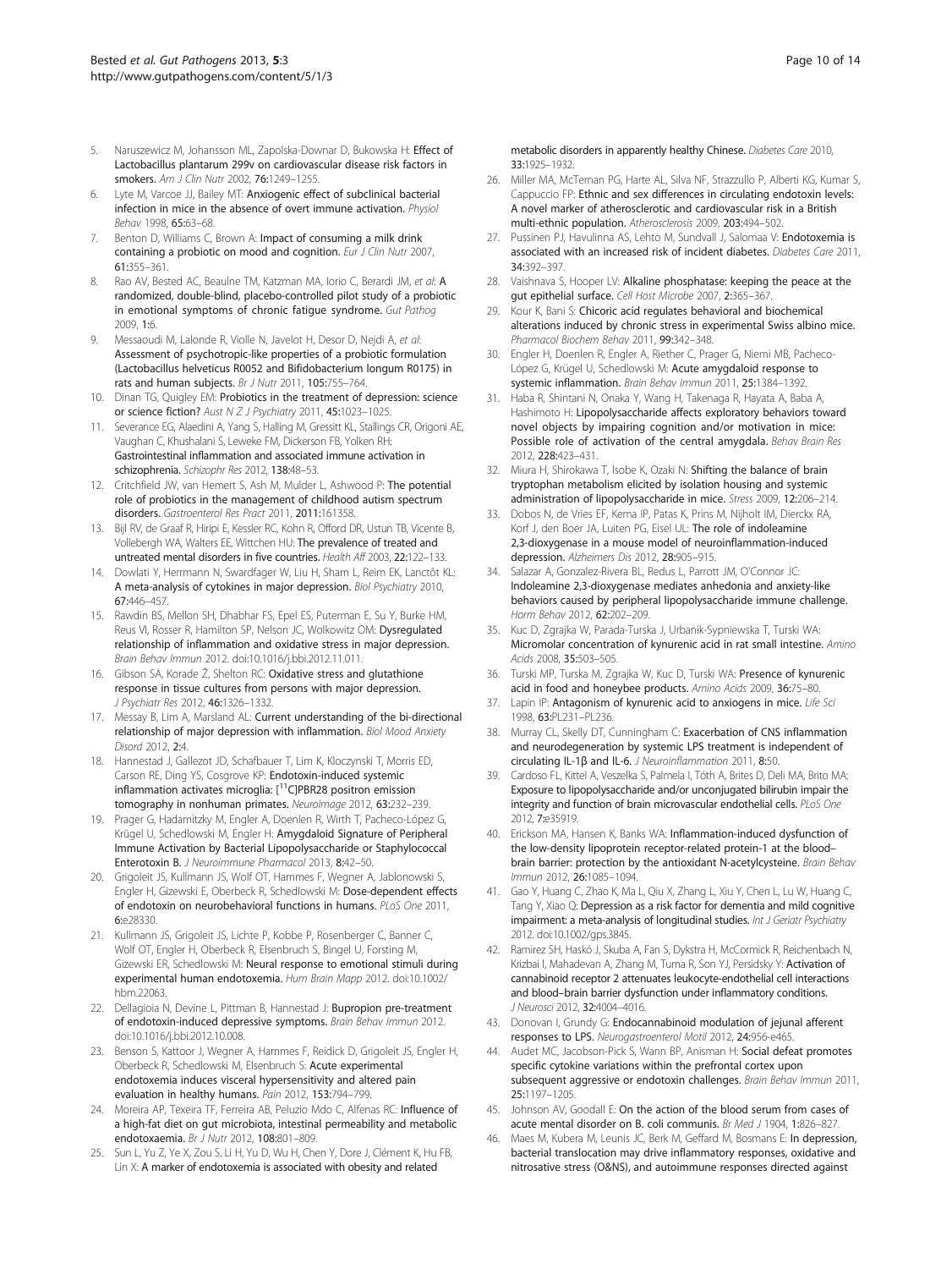5. Naruszewicz M, Johansson ML, Zapolska-Downar D, Bukowska H: **Effect of Lactobacillus plantarum 299v on cardiovascular disease risk factors in smokers.** *Am J Clin Nutr* 2002, **76:**1249–1255.
6. Lyte M, Varcoe JJ, Bailey MT: **Anxiogenic effect of subclinical bacterial infection in mice in the absence of overt immune activation.** *Physiol Behav* 1998, **65:**63–68.
7. Benton D, Williams C, Brown A: **Impact of consuming a milk drink containing a probiotic on mood and cognition.** *Eur J Clin Nutr* 2007, **61:**355–361.
8. Rao AV, Bested AC, Beaulne TM, Katzman MA, Iorio C, Berardi JM, *et al*: **A randomized, double-blind, placebo-controlled pilot study of a probiotic in emotional symptoms of chronic fatigue syndrome.** *Gut Pathog* 2009, **1:**6.
9. Messaoudi M, Lalonde R, Violle N, Javelot H, Desor D, Nejdi A, *et al*: **Assessment of psychotropic-like properties of a probiotic formulation (Lactobacillus helveticus R0052 and Bifidobacterium longum R0175) in rats and human subjects.** *Br J Nutr* 2011, **105:**755–764.
10. Dinan TG, Quigley EM: **Probiotics in the treatment of depression: science or science fiction?** *Aust N Z J Psychiatry* 2011, **45:**1023–1025.
11. Severance EG, Alaedini A, Yang S, Halling M, Gressitt KL, Stallings CR, Origoni AE, Vaughan C, Khushalani S, Leweke FM, Dickerson FB, Yolken RH: **Gastrointestinal inflammation and associated immune activation in schizophrenia.** *Schizophr Res* 2012, **138:**48–53.
12. Critchfield JW, van Hemert S, Ash M, Mulder L, Ashwood P: **The potential role of probiotics in the management of childhood autism spectrum disorders.** *Gastroenterol Res Pract* 2011, **2011:**161358.
13. Bijl RV, de Graaf R, Hiripi E, Kessler RC, Kohn R, Offord DR, Ustun TB, Vicente B, Vollebergh WA, Walters EE, Wittchen HU: **The prevalence of treated and untreated mental disorders in five countries.** *Health Aff* 2003, **22:**122–133.
14. Dowlati Y, Herrmann N, Swardfager W, Liu H, Sham L, Reim EK, Lanctôt KL: **A meta-analysis of cytokines in major depression.** *Biol Psychiatry* 2010, **67:**446–457.
15. Rawdin BS, Mellon SH, Dhabhar FS, Epel ES, Puterman E, Su Y, Burke HM, Reus VI, Rosser R, Hamilton SP, Nelson JC, Wolkowitz OM: **Dysregulated relationship of inflammation and oxidative stress in major depression.** *Brain Behav Immun* 2012. doi:10.1016/j.bbi.2012.11.011.
16. Gibson SA, Korade Ž, Shelton RC: **Oxidative stress and glutathione response in tissue cultures from persons with major depression.** *J Psychiatr Res* 2012, **46:**1326–1332.
17. Messay B, Lim A, Marsland AL: **Current understanding of the bi-directional relationship of major depression with inflammation.** *Biol Mood Anxiety Disord* 2012, **2:**4.
18. Hannestad J, Gallezot JD, Schafbauer T, Lim K, Kloczynski T, Morris ED, Carson RE, Ding YS, Cosgrove KP: **Endotoxin-induced systemic inflammation activates microglia: [$^{11}$C]PBR28 positron emission tomography in nonhuman primates.** *NeuroImage* 2012, **63:**232–239.
19. Prager G, Hadamitzky M, Engler A, Doenlen R, Wirth T, Pacheco-López G, Krügel U, Schedlowski M, Engler H: **Amygdaloid Signature of Peripheral Immune Activation by Bacterial Lipopolysaccharide or Staphylococcal Enterotoxin B.** *J Neuroimmune Pharmacol* 2013, **8:**42–50.
20. Grigoleit JS, Kullmann JS, Wolf OT, Hammes F, Wegner A, Jablonowski S, Engler H, Gizewski E, Oberbeck R, Schedlowski M: **Dose-dependent effects of endotoxin on neurobehavioral functions in humans.** *PLoS One* 2011, **6:**e28330.
21. Kullmann JS, Grigoleit JS, Lichte P, Kobbe P, Rosenberger C, Banner C, Wolf OT, Engler H, Oberbeck R, Elsenbruch S, Bingel U, Forsting M, Gizewski ER, Schedlowski M: **Neural response to emotional stimuli during experimental human endotoxemia.** *Hum Brain Mapp* 2012. doi:10.1002/hbm.22063.
22. Dellagioia N, Devine L, Pittman B, Hannestad J: **Bupropion pre-treatment of endotoxin-induced depressive symptoms.** *Brain Behav Immun* 2012. doi:10.1016/j.bbi.2012.10.008.
23. Benson S, Kattoor J, Wegner A, Hammes F, Reidick D, Grigoleit JS, Engler H, Oberbeck R, Schedlowski M, Elsenbruch S: **Acute experimental endotoxemia induces visceral hypersensitivity and altered pain evaluation in healthy humans.** *Pain* 2012, **153:**794–799.
24. Moreira AP, Texeira TF, Ferreira AB, Peluzio Mdo C, Alfenas RC: **Influence of a high-fat diet on gut microbiota, intestinal permeability and metabolic endotoxaemia.** *Br J Nutr* 2012, **108:**801–809.
25. Sun L, Yu Z, Ye X, Zou S, Li H, Yu D, Wu H, Chen Y, Dore J, Clément K, Hu FB, Lin X: **A marker of endotoxemia is associated with obesity and related metabolic disorders in apparently healthy Chinese.** *Diabetes Care* 2010, **33:**1925–1932.
26. Miller MA, McTernan PG, Harte AL, Silva NF, Strazzullo P, Alberti KG, Kumar S, Cappuccio FP: **Ethnic and sex differences in circulating endotoxin levels: A novel marker of atherosclerotic and cardiovascular risk in a British multi-ethnic population.** *Atherosclerosis* 2009, **203:**494–502.
27. Pussinen PJ, Havulinna AS, Lehto M, Sundvall J, Salomaa V: **Endotoxemia is associated with an increased risk of incident diabetes.** *Diabetes Care* 2011, **34:**392–397.
28. Vaishnava S, Hooper LV: **Alkaline phosphatase: keeping the peace at the gut epithelial surface.** *Cell Host Microbe* 2007, **2:**365–367.
29. Kour K, Bani S: **Chicoric acid regulates behavioral and biochemical alterations induced by chronic stress in experimental Swiss albino mice.** *Pharmacol Biochem Behav* 2011, **99:**342–348.
30. Engler H, Doenlen R, Engler A, Riether C, Prager G, Niemi MB, Pacheco-López G, Krügel U, Schedlowski M: **Acute amygdaloid response to systemic inflammation.** *Brain Behav Immun* 2011, **25:**1384–1392.
31. Haba R, Shintani N, Onaka Y, Wang H, Takenaga R, Hayata A, Baba A, Hashimoto H: **Lipopolysaccharide affects exploratory behaviors toward novel objects by impairing cognition and/or motivation in mice: Possible role of activation of the central amygdala.** *Behav Brain Res* 2012, **228:**423–431.
32. Miura H, Shirokawa T, Isobe K, Ozaki N: **Shifting the balance of brain tryptophan metabolism elicited by isolation housing and systemic administration of lipopolysaccharide in mice.** *Stress* 2009, **12:**206–214.
33. Dobos N, de Vries EF, Kema IP, Patas K, Prins M, Nijholt IM, Dierckx RA, Korf J, den Boer JA, Luiten PG, Eisel UL: **The role of indoleamine 2,3-dioxygenase in a mouse model of neuroinflammation-induced depression.** *Alzheimers Dis* 2012, **28:**905–915.
34. Salazar A, Gonzalez-Rivera BL, Redus L, Parrott JM, O'Connor JC: **Indoleamine 2,3-dioxygenase mediates anhedonia and anxiety-like behaviors caused by peripheral lipopolysaccharide immune challenge.** *Horm Behav* 2012, **62:**202–209.
35. Kuc D, Zgrajka W, Parada-Turska J, Urbanik-Sypniewska T, Turski WA: **Micromolar concentration of kynurenic acid in rat small intestine.** *Amino Acids* 2008, **35:**503–505.
36. Turski MP, Turska M, Zgrajka W, Kuc D, Turski WA: **Presence of kynurenic acid in food and honeybee products.** *Amino Acids* 2009, **36:**75–80.
37. Lapin IP: **Antagonism of kynurenic acid to anxiogens in mice.** *Life Sci* 1998, **63:**PL231–PL236.
38. Murray CL, Skelly DT, Cunningham C: **Exacerbation of CNS inflammation and neurodegeneration by systemic LPS treatment is independent of circulating IL-1β and IL-6.** *J Neuroinflammation* 2011, **8:**50.
39. Cardoso FL, Kittel A, Veszelka S, Palmela I, Tóth A, Brites D, Deli MA, Brito MA: **Exposure to lipopolysaccharide and/or unconjugated bilirubin impair the integrity and function of brain microvascular endothelial cells.** *PLoS One* 2012, **7:**e35919.
40. Erickson MA, Hansen K, Banks WA: **Inflammation-induced dysfunction of the low-density lipoprotein receptor-related protein-1 at the blood–brain barrier: protection by the antioxidant N-acetylcysteine.** *Brain Behav Immun* 2012, **26:**1085–1094.
41. Gao Y, Huang C, Zhao K, Ma L, Qiu X, Zhang L, Xiu Y, Chen L, Lu W, Huang C, Tang Y, Xiao Q: **Depression as a risk factor for dementia and mild cognitive impairment: a meta-analysis of longitudinal studies.** *Int J Geriatr Psychiatry* 2012. doi:10.1002/gps.3845.
42. Ramirez SH, Haskó J, Skuba A, Fan S, Dykstra H, McCormick R, Reichenbach N, Krizbai I, Mahadevan A, Zhang M, Tuma R, Son YJ, Persidsky Y: **Activation of cannabinoid receptor 2 attenuates leukocyte-endothelial cell interactions and blood–brain barrier dysfunction under inflammatory conditions.** *J Neurosci* 2012, **32:**4004–4016.
43. Donovan J, Grundy G: **Endocannabinoid modulation of jejunal afferent responses to LPS.** *Neurogastroenterol Motil* 2012, **24:**956-e465.
44. Audet MC, Jacobson-Pick S, Wann BP, Anisman H: **Social defeat promotes specific cytokine variations within the prefrontal cortex upon subsequent aggressive or endotoxin challenges.** *Brain Behav Immun* 2011, **25:**1197–1205.
45. Johnson AV, Goodall E: **On the action of the blood serum from cases of acute mental disorder on B. coli communis.** *Br Med J* 1904, **1:**826–827.
46. Maes M, Kubera M, Leunis JC, Berk M, Geffard M, Bosmans E: **In depression, bacterial translocation may drive inflammatory responses, oxidative and nitrosative stress (O&NS), and autoimmune responses directed against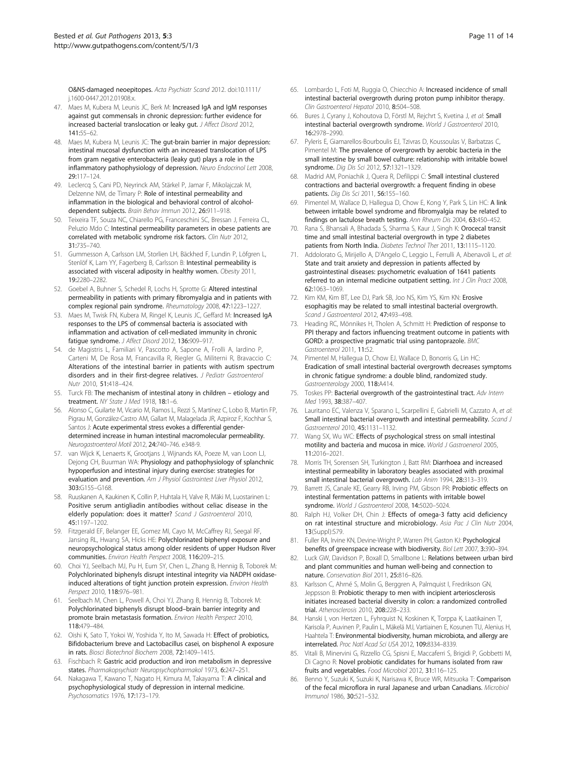O&NS-damaged neoepitopes. *Acta Psychiatr Scand* 2012. doi:10.1111/j.1600-0447.2012.01908.x.

47. Maes M, Kubera M, Leunis JC, Berk M: **Increased IgA and IgM responses against gut commensals in chronic depression: further evidence for increased bacterial translocation or leaky gut.** *J Affect Disord* 2012, **141:**55–62.
48. Maes M, Kubera M, Leunis JC: **The gut-brain barrier in major depression: intestinal mucosal dysfunction with an increased translocation of LPS from gram negative enterobacteria (leaky gut) plays a role in the inflammatory pathophysiology of depression.** *Neuro Endocrinol Lett* 2008, **29:**117–124.
49. Leclercq S, Cani PD, Neyrinck AM, Stärkel P, Jamar F, Mikolajczak M, Delzenne NM, de Timary P: **Role of intestinal permeability and inflammation in the biological and behavioral control of alcohol-dependent subjects.** *Brain Behav Immun* 2012, **26:**911–918.
50. Teixeira TF, Souza NC, Chiarello PG, Franceschini SC, Bressan J, Ferreira CL, Peluzio Mdo C: **Intestinal permeability parameters in obese patients are correlated with metabolic syndrome risk factors.** *Clin Nutr* 2012, **31:**735–740.
51. Gummesson A, Carlsson LM, Storlien LH, Bäckhed F, Lundin P, Löfgren L, Stenlöf K, Lam YY, Fagerberg B, Carlsson B: **Intestinal permeability is associated with visceral adiposity in healthy women.** *Obesity* 2011, **19:**2280–2282.
52. Goebel A, Buhner S, Schedel R, Lochs H, Sprotte G: **Altered intestinal permeability in patients with primary fibromyalgia and in patients with complex regional pain syndrome.** *Rheumatology* 2008, **47:**1223–1227.
53. Maes M, Twisk FN, Kubera M, Ringel K, Leunis JC, Geffard M: **Increased IgA responses to the LPS of commensal bacteria is associated with inflammation and activation of cell-mediated immunity in chronic fatigue syndrome.** *J Affect Disord* 2012, **136:**909–917.
54. de Magistris L, Familiari V, Pascotto A, Sapone A, Frolli A, Iardino P, Carteni M, De Rosa M, Francavilla R, Riegler G, Militerni R, Bravaccio C: **Alterations of the intestinal barrier in patients with autism spectrum disorders and in their first-degree relatives.** *J Pediatr Gastroenterol Nutr* 2010, **51:**418–424.
55. Turck FB: **The mechanism of intestinal atony in children – etiology and treatment.** *NY State J Med* 1918, **18:**1–6.
56. Alonso C, Guilarte M, Vicario M, Ramos L, Rezzi S, Martínez C, Lobo B, Martin FP, Pigrau M, González-Castro AM, Gallart M, Malagelada JR, Azpiroz F, Kochhar S, Santos J: **Acute experimental stress evokes a differential gender-determined increase in human intestinal macromolecular permeability.** *Neurogastroenterol Motil* 2012, **24:**740–746. e348-9.
57. van Wijck K, Lenaerts K, Grootjans J, Wijnands KA, Poeze M, van Loon LJ, Dejong CH, Buurman WA: **Physiology and pathophysiology of splanchnic hypoperfusion and intestinal injury during exercise: strategies for evaluation and prevention.** *Am J Physiol Gastrointest Liver Physiol* 2012, **303:**G155–G168.
58. Ruuskanen A, Kaukinen K, Collin P, Huhtala H, Valve R, Mäki M, Luostarinen L: **Positive serum antigliadin antibodies without celiac disease in the elderly population: does it matter?** *Scand J Gastroenterol* 2010, **45:**1197–1202.
59. Fitzgerald EF, Belanger EE, Gomez MI, Cayo M, McCaffrey RJ, Seegal RF, Jansing RL, Hwang SA, Hicks HE: **Polychlorinated biphenyl exposure and neuropsychological status among older residents of upper Hudson River communities.** *Environ Health Perspect* 2008, **116:**209–215.
60. Choi YJ, Seelbach MJ, Pu H, Eum SY, Chen L, Zhang B, Hennig B, Toborek M: **Polychlorinated biphenyls disrupt intestinal integrity via NADPH oxidase-induced alterations of tight junction protein expression.** *Environ Health Perspect* 2010, **118:**976–981.
61. Seelbach M, Chen L, Powell A, Choi YJ, Zhang B, Hennig B, Toborek M: **Polychlorinated biphenyls disrupt blood–brain barrier integrity and promote brain metastasis formation.** *Environ Health Perspect* 2010, **118:**479–484.
62. Oishi K, Sato T, Yokoi W, Yoshida Y, Ito M, Sawada H: **Effect of probiotics, Bifidobacterium breve and Lactobacillus casei, on bisphenol A exposure in rats.** *Biosci Biotechnol Biochem* 2008, **72:**1409–1415.
63. Fischbach R: **Gastric acid production and iron metabolism in depressive states.** *Pharmakopsychiatr Neuropsychopharmakol* 1973, **6:**247–251.
64. Nakagawa T, Kawano T, Nagato H, Kimura M, Takayama T: **A clinical and psychophysiological study of depression in internal medicine.** *Psychosomatics* 1976, **17:**173–179.
65. Lombardo L, Foti M, Ruggia O, Chiecchio A: **Increased incidence of small intestinal bacterial overgrowth during proton pump inhibitor therapy.** *Clin Gastroenterol Hepatol* 2010, **8:**504–508.
66. Bures J, Cyrany J, Kohoutova D, Förstl M, Rejchrt S, Kvetina J, *et al*: **Small intestinal bacterial overgrowth syndrome.** *World J Gastroenterol* 2010, **16:**2978–2990.
67. Pyleris E, Giamarellos-Bourboulis EJ, Tzivras D, Koussoulas V, Barbatzas C, Pimentel M: **The prevalence of overgrowth by aerobic bacteria in the small intestine by small bowel culture: relationship with irritable bowel syndrome.** *Dig Dis Sci* 2012, **57:**1321–1329.
68. Madrid AM, Poniachik J, Quera R, Defilippi C: **Small intestinal clustered contractions and bacterial overgrowth: a frequent finding in obese patients.** *Dig Dis Sci* 2011, **56:**155–160.
69. Pimentel M, Wallace D, Hallegua D, Chow E, Kong Y, Park S, Lin HC: **A link between irritable bowel syndrome and fibromyalgia may be related to findings on lactulose breath testing.** *Ann Rheum Dis* 2004, **63:**450–452.
70. Rana S, Bhansali A, Bhadada S, Sharma S, Kaur J, Singh K: **Orocecal transit time and small intestinal bacterial overgrowth in type 2 diabetes patients from North India.** *Diabetes Technol Ther* 2011, **13:**1115–1120.
71. Addolorato G, Mirijello A, D'Angelo C, Leggio L, Ferrulli A, Abenavoli L, *et al*: **State and trait anxiety and depression in patients affected by gastrointestinal diseases: psychometric evaluation of 1641 patients referred to an internal medicine outpatient setting.** *Int J Clin Pract* 2008, **62:**1063–1069.
72. Kim KM, Kim BT, Lee DJ, Park SB, Joo NS, Kim YS, Kim KN: **Erosive esophagitis may be related to small intestinal bacterial overgrowth.** *Scand J Gastroenterol* 2012, **47:**493–498.
73. Heading RC, Mönnikes H, Tholen A, Schmitt H: **Prediction of response to PPI therapy and factors influencing treatment outcome in patients with GORD: a prospective pragmatic trial using pantoprazole.** *BMC Gastroenterol* 2011, **11:**52.
74. Pimentel M, Hallegua D, Chow EJ, Wallace D, Bonorris G, Lin HC: **Eradication of small intestinal bacterial overgrowth decreases symptoms in chronic fatigue syndrome: a double blind, randomized study.** *Gastroenterology* 2000, **118:**A414.
75. Toskes PP: **Bacterial overgrowth of the gastrointestinal tract.** *Adv Intern Med* 1993, **38:**387–407.
76. Lauritano EC, Valenza V, Sparano L, Scarpellini E, Gabrielli M, Cazzato A, *et al*: **Small intestinal bacterial overgrowth and intestinal permeability.** *Scand J Gastroenterol* 2010, **45:**1131–1132.
77. Wang SX, Wu WC: **Effects of psychological stress on small intestinal motility and bacteria and mucosa in mice.** *World J Gastroenerol* 2005, **11:**2016–2021.
78. Morris TH, Sorensen SH, Turkington J, Batt RM: **Diarrhoea and increased intestinal permeability in laboratory beagles associated with proximal small intestinal bacterial overgrowth.** *Lab Anim* 1994, **28:**313–319.
79. Barrett JS, Canale KE, Gearry RB, Irving PM, Gibson PR: **Probiotic effects on intestinal fermentation patterns in patients with irritable bowel syndrome.** *World J Gastroenterol* 2008, **14:**5020–5024.
80. Ralph HJ, Volker DH, Chin J: **Effects of omega-3 fatty acid deficiency on rat intestinal structure and microbiology.** *Asia Pac J Clin Nutr* 2004, **13**(Suppl)**:**S79.
81. Fuller RA, Irvine KN, Devine-Wright P, Warren PH, Gaston KJ: **Psychological benefits of greenspace increase with biodiversity.** *Biol Lett* 2007, **3:**390–394.
82. Luck GW, Davidson P, Boxall D, Smallbone L: **Relations between urban bird and plant communities and human well-being and connection to nature.** *Conservation Biol* 2011, **25:**816–826.
83. Karlsson C, Ahrné S, Molin G, Berggren A, Palmquist I, Fredrikson GN, Jeppsson B: **Probiotic therapy to men with incipient arteriosclerosis initiates increased bacterial diversity in colon: a randomized controlled trial.** *Atherosclerosis* 2010, **208:**228–233.
84. Hanski I, von Hertzen L, Fyhrquist N, Koskinen K, Torppa K, Laatikainen T, Karisola P, Auvinen P, Paulin L, Mäkelä MJ, Vartiainen E, Kosunen TU, Alenius H, Haahtela T: **Environmental biodiversity, human microbiota, and allergy are interrelated.** *Proc Natl Acad Sci USA* 2012, **109:**8334–8339.
85. Vitali B, Minervini G, Rizzello CG, Spisni E, Maccaferri S, Brigidi P, Gobbetti M, Di Cagno R: **Novel probiotic candidates for humans isolated from raw fruits and vegetables.** *Food Microbiol* 2012, **31:**116–125.
86. Benno Y, Suzuki K, Suzuki K, Narisawa K, Bruce WR, Mitsuoka T: **Comparison of the fecal microflora in rural Japanese and urban Canadians.** *Microbiol Immunol* 1986, **30:**521–532.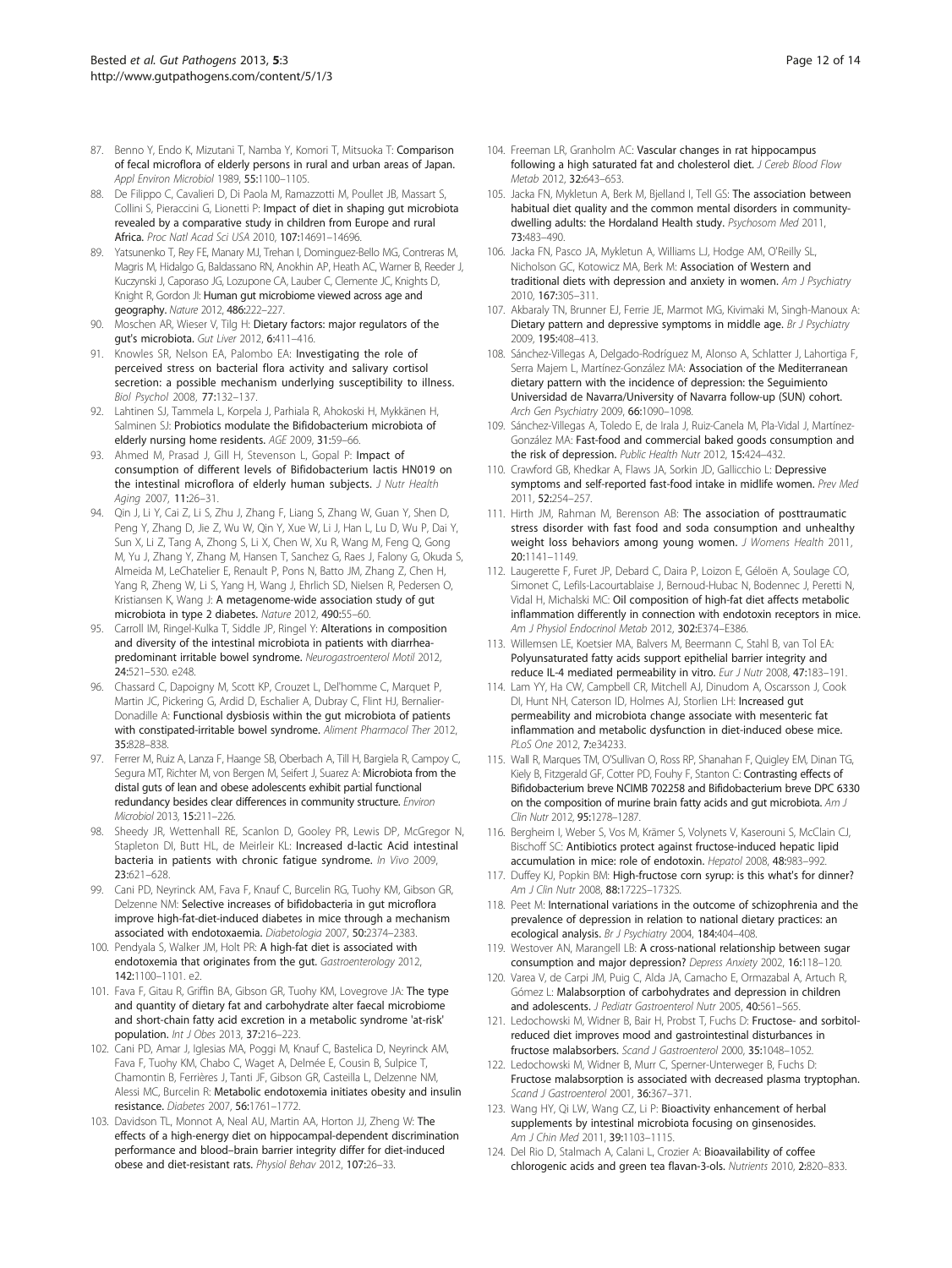87. Benno Y, Endo K, Mizutani T, Namba Y, Komori T, Mitsuoka T: **Comparison of fecal microflora of elderly persons in rural and urban areas of Japan.** *Appl Environ Microbiol* 1989, **55:**1100–1105.
88. De Filippo C, Cavalieri D, Di Paola M, Ramazzotti M, Poullet JB, Massart S, Collini S, Pieraccini G, Lionetti P: **Impact of diet in shaping gut microbiota revealed by a comparative study in children from Europe and rural Africa.** *Proc Natl Acad Sci USA* 2010, **107:**14691–14696.
89. Yatsunenko T, Rey FE, Manary MJ, Trehan I, Dominguez-Bello MG, Contreras M, Magris M, Hidalgo G, Baldassano RN, Anokhin AP, Heath AC, Warner B, Reeder J, Kuczynski J, Caporaso JG, Lozupone CA, Lauber C, Clemente JC, Knights D, Knight R, Gordon JI: **Human gut microbiome viewed across age and geography.** *Nature* 2012, **486:**222–227.
90. Moschen AR, Wieser V, Tilg H: **Dietary factors: major regulators of the gut's microbiota.** *Gut Liver* 2012, **6:**411–416.
91. Knowles SR, Nelson EA, Palombo EA: **Investigating the role of perceived stress on bacterial flora activity and salivary cortisol secretion: a possible mechanism underlying susceptibility to illness.** *Biol Psychol* 2008, **77:**132–137.
92. Lahtinen SJ, Tammela L, Korpela J, Parhiala R, Ahokoski H, Mykkänen H, Salminen SJ: **Probiotics modulate the Bifidobacterium microbiota of elderly nursing home residents.** *AGE* 2009, **31:**59–66.
93. Ahmed M, Prasad J, Gill H, Stevenson L, Gopal P: **Impact of consumption of different levels of Bifidobacterium lactis HN019 on the intestinal microflora of elderly human subjects.** *J Nutr Health Aging* 2007, **11:**26–31.
94. Qin J, Li Y, Cai Z, Li S, Zhu J, Zhang F, Liang S, Zhang W, Guan Y, Shen D, Peng Y, Zhang D, Jie Z, Wu W, Qin Y, Xue W, Li J, Han L, Lu D, Wu P, Dai Y, Sun X, Li Z, Tang A, Zhong S, Li X, Chen W, Xu R, Wang M, Feng Q, Gong M, Yu J, Zhang Y, Zhang M, Hansen T, Sanchez G, Raes J, Falony G, Okuda S, Almeida M, LeChatelier E, Renault P, Pons N, Batto JM, Zhang Z, Chen H, Yang R, Zheng W, Li S, Yang H, Wang J, Ehrlich SD, Nielsen R, Pedersen O, Kristiansen K, Wang J: **A metagenome-wide association study of gut microbiota in type 2 diabetes.** *Nature* 2012, **490:**55–60.
95. Carroll IM, Ringel-Kulka T, Siddle JP, Ringel Y: **Alterations in composition and diversity of the intestinal microbiota in patients with diarrhea-predominant irritable bowel syndrome.** *Neurogastroenterol Motil* 2012, **24:**521–530. e248.
96. Chassard C, Dapoigny M, Scott KP, Crouzet L, Del'homme C, Marquet P, Martin JC, Pickering G, Ardid D, Eschalier A, Dubray C, Flint HJ, Bernalier-Donadille A: **Functional dysbiosis within the gut microbiota of patients with constipated-irritable bowel syndrome.** *Aliment Pharmacol Ther* 2012, **35:**828–838.
97. Ferrer M, Ruiz A, Lanza F, Haange SB, Oberbach A, Till H, Bargiela R, Campoy C, Segura MT, Richter M, von Bergen M, Seifert J, Suarez A: **Microbiota from the distal guts of lean and obese adolescents exhibit partial functional redundancy besides clear differences in community structure.** *Environ Microbiol* 2013, **15:**211–226.
98. Sheedy JR, Wettenhall RE, Scanlon D, Gooley PR, Lewis DP, McGregor N, Stapleton DI, Butt HL, de Meirleir KL: **Increased d-lactic Acid intestinal bacteria in patients with chronic fatigue syndrome.** *In Vivo* 2009, **23:**621–628.
99. Cani PD, Neyrinck AM, Fava F, Knauf C, Burcelin RG, Tuohy KM, Gibson GR, Delzenne NM: **Selective increases of bifidobacteria in gut microflora improve high-fat-diet-induced diabetes in mice through a mechanism associated with endotoxaemia.** *Diabetologia* 2007, **50:**2374–2383.
100. Pendyala S, Walker JM, Holt PR: **A high-fat diet is associated with endotoxemia that originates from the gut.** *Gastroenterology* 2012, **142:**1100–1101. e2.
101. Fava F, Gitau R, Griffin BA, Gibson GR, Tuohy KM, Lovegrove JA: **The type and quantity of dietary fat and carbohydrate alter faecal microbiome and short-chain fatty acid excretion in a metabolic syndrome 'at-risk' population.** *Int J Obes* 2013, **37:**216–223.
102. Cani PD, Amar J, Iglesias MA, Poggi M, Knauf C, Bastelica D, Neyrinck AM, Fava F, Tuohy KM, Chabo C, Waget A, Delmée E, Cousin B, Sulpice T, Chamontin B, Ferrières J, Tanti JF, Gibson GR, Casteilla L, Delzenne NM, Alessi MC, Burcelin R: **Metabolic endotoxemia initiates obesity and insulin resistance.** *Diabetes* 2007, **56:**1761–1772.
103. Davidson TL, Monnot A, Neal AU, Martin AA, Horton JJ, Zheng W: **The effects of a high-energy diet on hippocampal-dependent discrimination performance and blood–brain barrier integrity differ for diet-induced obese and diet-resistant rats.** *Physiol Behav* 2012, **107:**26–33.
104. Freeman LR, Granholm AC: **Vascular changes in rat hippocampus following a high saturated fat and cholesterol diet.** *J Cereb Blood Flow Metab* 2012, **32:**643–653.
105. Jacka FN, Mykletun A, Berk M, Bjelland I, Tell GS: **The association between habitual diet quality and the common mental disorders in community-dwelling adults: the Hordaland Health study.** *Psychosom Med* 2011, **73:**483–490.
106. Jacka FN, Pasco JA, Mykletun A, Williams LJ, Hodge AM, O'Reilly SL, Nicholson GC, Kotowicz MA, Berk M: **Association of Western and traditional diets with depression and anxiety in women.** *Am J Psychiatry* 2010, **167:**305–311.
107. Akbaraly TN, Brunner EJ, Ferrie JE, Marmot MG, Kivimaki M, Singh-Manoux A: **Dietary pattern and depressive symptoms in middle age.** *Br J Psychiatry* 2009, **195:**408–413.
108. Sánchez-Villegas A, Delgado-Rodríguez M, Alonso A, Schlatter J, Lahortiga F, Serra Majem L, Martínez-González MA: **Association of the Mediterranean dietary pattern with the incidence of depression: the Seguimiento Universidad de Navarra/University of Navarra follow-up (SUN) cohort.** *Arch Gen Psychiatry* 2009, **66:**1090–1098.
109. Sánchez-Villegas A, Toledo E, de Irala J, Ruiz-Canela M, Pla-Vidal J, Martínez-González MA: **Fast-food and commercial baked goods consumption and the risk of depression.** *Public Health Nutr* 2012, **15:**424–432.
110. Crawford GB, Khedkar A, Flaws JA, Sorkin JD, Gallicchio L: **Depressive symptoms and self-reported fast-food intake in midlife women.** *Prev Med* 2011, **52:**254–257.
111. Hirth JM, Rahman M, Berenson AB: **The association of posttraumatic stress disorder with fast food and soda consumption and unhealthy weight loss behaviors among young women.** *J Womens Health* 2011, **20:**1141–1149.
112. Laugerette F, Furet JP, Debard C, Daira P, Loizon E, Géloën A, Soulage CO, Simonet C, Lefils-Lacourtablaise J, Bernoud-Hubac N, Bodennec J, Peretti N, Vidal H, Michalski MC: **Oil composition of high-fat diet affects metabolic inflammation differently in connection with endotoxin receptors in mice.** *Am J Physiol Endocrinol Metab* 2012, **302:**E374–E386.
113. Willemsen LE, Koetsier MA, Balvers M, Beermann C, Stahl B, van Tol EA: **Polyunsaturated fatty acids support epithelial barrier integrity and reduce IL-4 mediated permeability in vitro.** *Eur J Nutr* 2008, **47:**183–191.
114. Lam YY, Ha CW, Campbell CR, Mitchell AJ, Dinudom A, Oscarsson J, Cook DI, Hunt NH, Caterson ID, Holmes AJ, Storlien LH: **Increased gut permeability and microbiota change associate with mesenteric fat inflammation and metabolic dysfunction in diet-induced obese mice.** *PLoS One* 2012, **7:**e34233.
115. Wall R, Marques TM, O'Sullivan O, Ross RP, Shanahan F, Quigley EM, Dinan TG, Kiely B, Fitzgerald GF, Cotter PD, Fouhy F, Stanton C: **Contrasting effects of Bifidobacterium breve NCIMB 702258 and Bifidobacterium breve DPC 6330 on the composition of murine brain fatty acids and gut microbiota.** *Am J Clin Nutr* 2012, **95:**1278–1287.
116. Bergheim I, Weber S, Vos M, Krämer S, Volynets V, Kaserouni S, McClain CJ, Bischoff SC: **Antibiotics protect against fructose-induced hepatic lipid accumulation in mice: role of endotoxin.** *Hepatol* 2008, **48:**983–992.
117. Duffey KJ, Popkin BM: **High-fructose corn syrup: is this what's for dinner?** *Am J Clin Nutr* 2008, **88:**1722S–1732S.
118. Peet M: **International variations in the outcome of schizophrenia and the prevalence of depression in relation to national dietary practices: an ecological analysis.** *Br J Psychiatry* 2004, **184:**404–408.
119. Westover AN, Marangell LB: **A cross-national relationship between sugar consumption and major depression?** *Depress Anxiety* 2002, **16:**118–120.
120. Varea V, de Carpi JM, Puig C, Alda JA, Camacho E, Ormazabal A, Artuch R, Gómez L: **Malabsorption of carbohydrates and depression in children and adolescents.** *J Pediatr Gastroenterol Nutr* 2005, **40:**561–565.
121. Ledochowski M, Widner B, Bair H, Probst T, Fuchs D: **Fructose- and sorbitol-reduced diet improves mood and gastrointestinal disturbances in fructose malabsorbers.** *Scand J Gastroenterol* 2000, **35:**1048–1052.
122. Ledochowski M, Widner B, Murr C, Sperner-Unterweger B, Fuchs D: **Fructose malabsorption is associated with decreased plasma tryptophan.** *Scand J Gastroenterol* 2001, **36:**367–371.
123. Wang HY, Qi LW, Wang CZ, Li P: **Bioactivity enhancement of herbal supplements by intestinal microbiota focusing on ginsenosides.** *Am J Chin Med* 2011, **39:**1103–1115.
124. Del Rio D, Stalmach A, Calani L, Crozier A: **Bioavailability of coffee chlorogenic acids and green tea flavan-3-ols.** *Nutrients* 2010, **2:**820–833.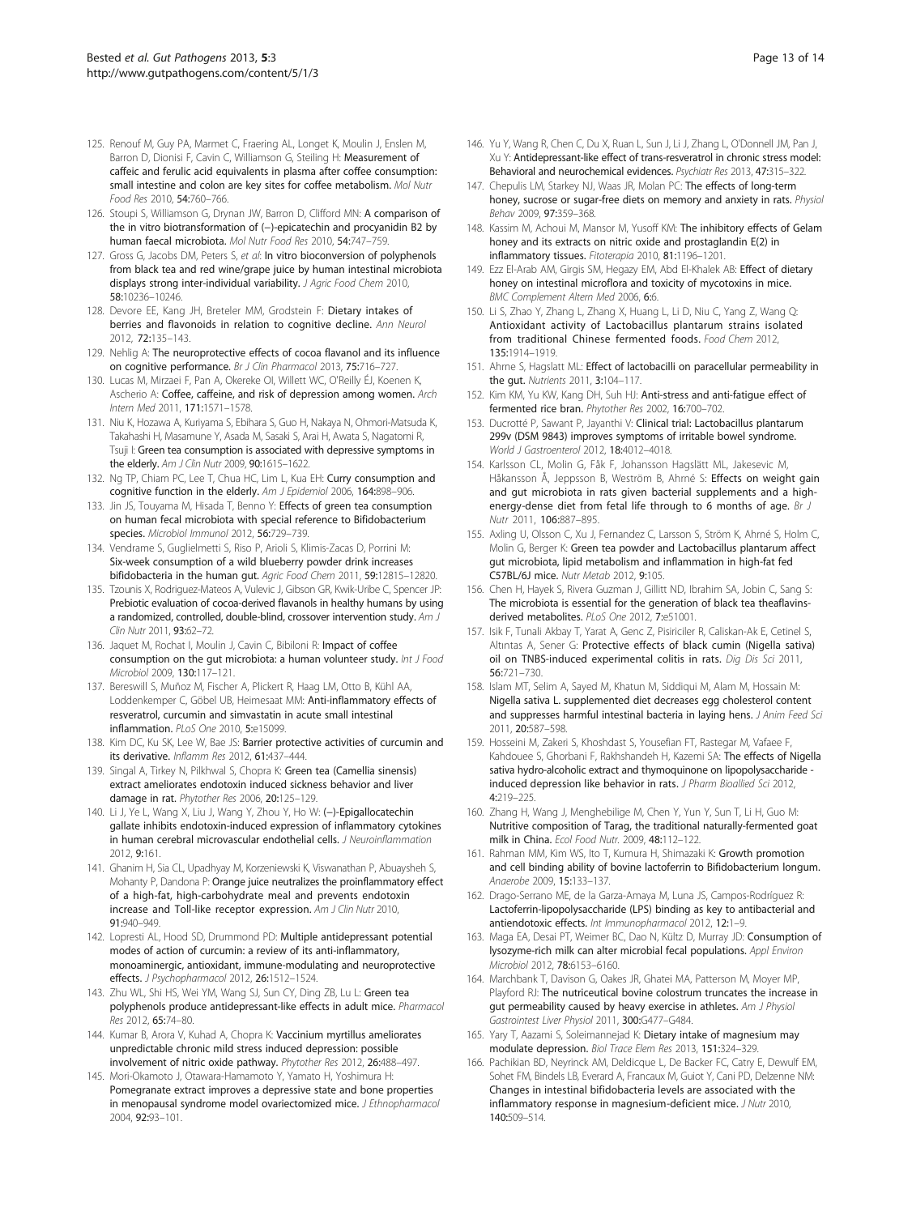125. Renouf M, Guy PA, Marmet C, Fraering AL, Longet K, Moulin J, Enslen M, Barron D, Dionisi F, Cavin C, Williamson G, Steiling H: **Measurement of caffeic and ferulic acid equivalents in plasma after coffee consumption: small intestine and colon are key sites for coffee metabolism.** *Mol Nutr Food Res* 2010, **54:**760–766.
126. Stoupi S, Williamson G, Drynan JW, Barron D, Clifford MN: **A comparison of the in vitro biotransformation of (−)-epicatechin and procyanidin B2 by human faecal microbiota.** *Mol Nutr Food Res* 2010, **54:**747–759.
127. Gross G, Jacobs DM, Peters S, *et al*: **In vitro bioconversion of polyphenols from black tea and red wine/grape juice by human intestinal microbiota displays strong inter-individual variability.** *J Agric Food Chem* 2010, **58:**10236–10246.
128. Devore EE, Kang JH, Breteler MM, Grodstein F: **Dietary intakes of berries and flavonoids in relation to cognitive decline.** *Ann Neurol* 2012, **72:**135–143.
129. Nehlig A: **The neuroprotective effects of cocoa flavanol and its influence on cognitive performance.** *Br J Clin Pharmacol* 2013, **75:**716–727.
130. Lucas M, Mirzaei F, Pan A, Okereke OI, Willett WC, O'Reilly ÉJ, Koenen K, Ascherio A: **Coffee, caffeine, and risk of depression among women.** *Arch Intern Med* 2011, **171:**1571–1578.
131. Niu K, Hozawa A, Kuriyama S, Ebihara S, Guo H, Nakaya N, Ohmori-Matsuda K, Takahashi H, Masamune Y, Asada M, Sasaki S, Arai H, Awata S, Nagatomi R, Tsuji I: **Green tea consumption is associated with depressive symptoms in the elderly.** *Am J Clin Nutr* 2009, **90:**1615–1622.
132. Ng TP, Chiam PC, Lee T, Chua HC, Lim L, Kua EH: **Curry consumption and cognitive function in the elderly.** *Am J Epidemiol* 2006, **164:**898–906.
133. Jin JS, Touyama M, Hisada T, Benno Y: **Effects of green tea consumption on human fecal microbiota with special reference to Bifidobacterium species.** *Microbiol Immunol* 2012, **56:**729–739.
134. Vendrame S, Guglielmetti S, Riso P, Arioli S, Klimis-Zacas D, Porrini M: **Six-week consumption of a wild blueberry powder drink increases bifidobacteria in the human gut.** *Agric Food Chem* 2011, **59:**12815–12820.
135. Tzounis X, Rodriguez-Mateos A, Vulevic J, Gibson GR, Kwik-Uribe C, Spencer JP: **Prebiotic evaluation of cocoa-derived flavanols in healthy humans by using a randomized, controlled, double-blind, crossover intervention study.** *Am J Clin Nutr* 2011, **93:**62–72.
136. Jaquet M, Rochat I, Moulin J, Cavin C, Bibiloni R: **Impact of coffee consumption on the gut microbiota: a human volunteer study.** *Int J Food Microbiol* 2009, **130:**117–121.
137. Bereswill S, Muñoz M, Fischer A, Plickert R, Haag LM, Otto B, Kühl AA, Loddenkemper C, Göbel UB, Heimesaat MM: **Anti-inflammatory effects of resveratrol, curcumin and simvastatin in acute small intestinal inflammation.** *PLoS One* 2010, **5:**e15099.
138. Kim DC, Ku SK, Lee W, Bae JS: **Barrier protective activities of curcumin and its derivative.** *Inflamm Res* 2012, **61:**437–444.
139. Singal A, Tirkey N, Pilkhwal S, Chopra K: **Green tea (Camellia sinensis) extract ameliorates endotoxin induced sickness behavior and liver damage in rat.** *Phytother Res* 2006, **20:**125–129.
140. Li J, Ye L, Wang X, Liu J, Wang Y, Zhou Y, Ho W: **(−)-Epigallocatechin gallate inhibits endotoxin-induced expression of inflammatory cytokines in human cerebral microvascular endothelial cells.** *J Neuroinflammation* 2012, **9:**161.
141. Ghanim H, Sia CL, Upadhyay M, Korzeniewski K, Viswanathan P, Abuaysheh S, Mohanty P, Dandona P: **Orange juice neutralizes the proinflammatory effect of a high-fat, high-carbohydrate meal and prevents endotoxin increase and Toll-like receptor expression.** *Am J Clin Nutr* 2010, **91:**940–949.
142. Lopresti AL, Hood SD, Drummond PD: **Multiple antidepressant potential modes of action of curcumin: a review of its anti-inflammatory, monoaminergic, antioxidant, immune-modulating and neuroprotective effects.** *J Psychopharmacol* 2012, **26:**1512–1524.
143. Zhu WL, Shi HS, Wei YM, Wang SJ, Sun CY, Ding ZB, Lu L: **Green tea polyphenols produce antidepressant-like effects in adult mice.** *Pharmacol Res* 2012, **65:**74–80.
144. Kumar B, Arora V, Kuhad A, Chopra K: **Vaccinium myrtillus ameliorates unpredictable chronic mild stress induced depression: possible involvement of nitric oxide pathway.** *Phytother Res* 2012, **26:**488–497.
145. Mori-Okamoto J, Otawara-Hamamoto Y, Yamato H, Yoshimura H: **Pomegranate extract improves a depressive state and bone properties in menopausal syndrome model ovariectomized mice.** *J Ethnopharmacol* 2004, **92:**93–101.
146. Yu Y, Wang R, Chen C, Du X, Ruan L, Sun J, Li J, Zhang L, O'Donnell JM, Pan J, Xu Y: **Antidepressant-like effect of trans-resveratrol in chronic stress model: Behavioral and neurochemical evidences.** *Psychiatr Res* 2013, **47:**315–322.
147. Chepulis LM, Starkey NJ, Waas JR, Molan PC: **The effects of long-term honey, sucrose or sugar-free diets on memory and anxiety in rats.** *Physiol Behav* 2009, **97:**359–368.
148. Kassim M, Achoui M, Mansor M, Yusoff KM: **The inhibitory effects of Gelam honey and its extracts on nitric oxide and prostaglandin E(2) in inflammatory tissues.** *Fitoterapia* 2010, **81:**1196–1201.
149. Ezz El-Arab AM, Girgis SM, Hegazy EM, Abd El-Khalek AB: **Effect of dietary honey on intestinal microflora and toxicity of mycotoxins in mice.** *BMC Complement Altern Med* 2006, **6:**6.
150. Li S, Zhao Y, Zhang L, Zhang X, Huang L, Li D, Niu C, Yang Z, Wang Q: **Antioxidant activity of Lactobacillus plantarum strains isolated from traditional Chinese fermented foods.** *Food Chem* 2012, **135:**1914–1919.
151. Ahrne S, Hagslatt ML: **Effect of lactobacilli on paracellular permeability in the gut.** *Nutrients* 2011, **3:**104–117.
152. Kim KM, Yu KW, Kang DH, Suh HJ: **Anti-stress and anti-fatigue effect of fermented rice bran.** *Phytother Res* 2002, **16:**700–702.
153. Ducrotté P, Sawant P, Jayanthi V: **Clinical trial: Lactobacillus plantarum 299v (DSM 9843) improves symptoms of irritable bowel syndrome.** *World J Gastroenterol* 2012, **18:**4012–4018.
154. Karlsson CL, Molin G, Fåk F, Johansson Hagslätt ML, Jakesevic M, Håkansson Å, Jeppsson B, Weström B, Ahrné S: **Effects on weight gain and gut microbiota in rats given bacterial supplements and a high-energy-dense diet from fetal life through to 6 months of age.** *Br J Nutr* 2011, **106:**887–895.
155. Axling U, Olsson C, Xu J, Fernandez C, Larsson S, Ström K, Ahrné S, Holm C, Molin G, Berger K: **Green tea powder and Lactobacillus plantarum affect gut microbiota, lipid metabolism and inflammation in high-fat fed C57BL/6J mice.** *Nutr Metab* 2012, **9:**105.
156. Chen H, Hayek S, Rivera Guzman J, Gillitt ND, Ibrahim SA, Jobin C, Sang S: **The microbiota is essential for the generation of black tea theaflavins-derived metabolites.** *PLoS One* 2012, **7:**e51001.
157. Isik F, Tunali Akbay T, Yarat A, Genc Z, Pisiriciler R, Caliskan-Ak E, Cetinel S, Altıntas A, Sener G: **Protective effects of black cumin (Nigella sativa) oil on TNBS-induced experimental colitis in rats.** *Dig Dis Sci* 2011, **56:**721–730.
158. Islam MT, Selim A, Sayed M, Khatun M, Siddiqui M, Alam M, Hossain M: **Nigella sativa L. supplemented diet decreases egg cholesterol content and suppresses harmful intestinal bacteria in laying hens.** *J Anim Feed Sci* 2011, **20:**587–598.
159. Hosseini M, Zakeri S, Khoshdast S, Yousefian FT, Rastegar M, Vafaee F, Kahdouee S, Ghorbani F, Rakhshandeh H, Kazemi SA: **The effects of Nigella sativa hydro-alcoholic extract and thymoquinone on lipopolysaccharide - induced depression like behavior in rats.** *J Pharm Bioallied Sci* 2012, **4:**219–225.
160. Zhang H, Wang J, Menghebilige M, Chen Y, Yun Y, Sun T, Li H, Guo M: **Nutritive composition of Tarag, the traditional naturally-fermented goat milk in China.** *Ecol Food Nutr.* 2009, **48:**112–122.
161. Rahman MM, Kim WS, Ito T, Kumura H, Shimazaki K: **Growth promotion and cell binding ability of bovine lactoferrin to Bifidobacterium longum.** *Anaerobe* 2009, **15:**133–137.
162. Drago-Serrano ME, de la Garza-Amaya M, Luna JS, Campos-Rodríguez R: **Lactoferrin-lipopolysaccharide (LPS) binding as key to antibacterial and antiendotoxic effects.** *Int Immunopharmacol* 2012, **12:**1–9.
163. Maga EA, Desai PT, Weimer BC, Dao N, Kültz D, Murray JD: **Consumption of lysozyme-rich milk can alter microbial fecal populations.** *Appl Environ Microbiol* 2012, **78:**6153–6160.
164. Marchbank T, Davison G, Oakes JR, Ghatei MA, Patterson M, Moyer MP, Playford RJ: **The nutriceutical bovine colostrum truncates the increase in gut permeability caused by heavy exercise in athletes.** *Am J Physiol Gastrointest Liver Physiol* 2011, **300:**G477–G484.
165. Yary T, Aazami S, Soleimannejad K: **Dietary intake of magnesium may modulate depression.** *Biol Trace Elem Res* 2013, **151:**324–329.
166. Pachikian BD, Neyrinck AM, Deldicque L, De Backer FC, Catry E, Dewulf EM, Sohet FM, Bindels LB, Everard A, Francaux M, Guiot Y, Cani PD, Delzenne NM: **Changes in intestinal bifidobacteria levels are associated with the inflammatory response in magnesium-deficient mice.** *J Nutr* 2010, **140:**509–514.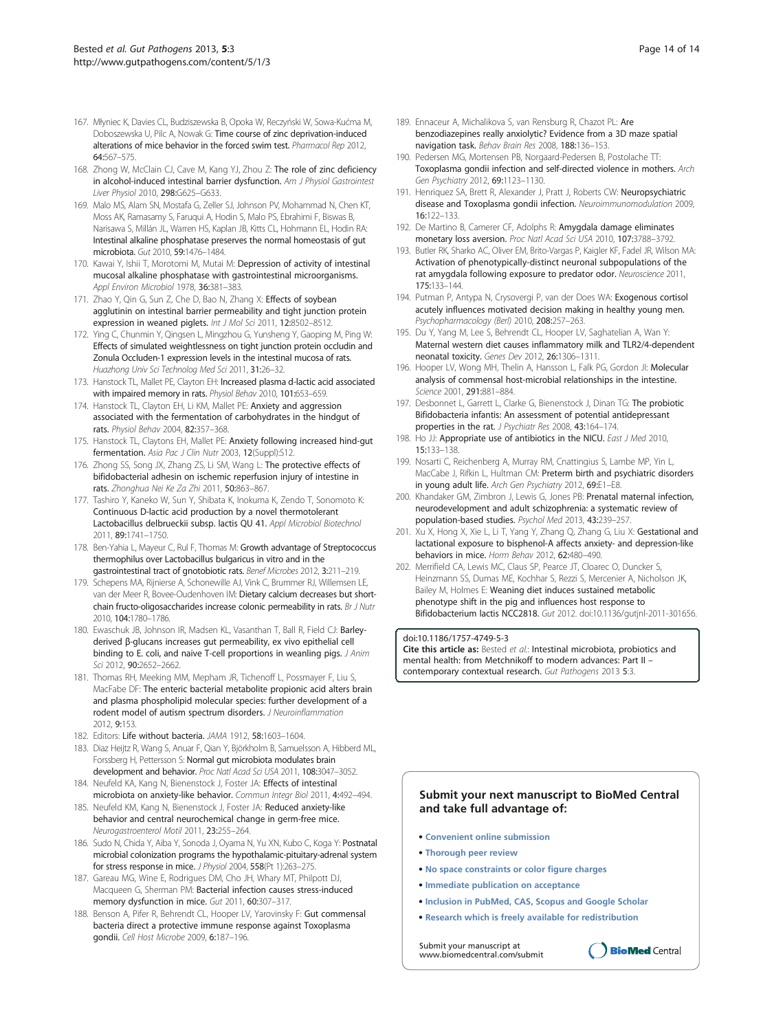167. Młyniec K, Davies CL, Budziszewska B, Opoka W, Reczyński W, Sowa-Kućma M, Doboszewska U, Pilc A, Nowak G: **Time course of zinc deprivation-induced alterations of mice behavior in the forced swim test.** *Pharmacol Rep* 2012, **64:**567–575.
168. Zhong W, McClain CJ, Cave M, Kang YJ, Zhou Z: **The role of zinc deficiency in alcohol-induced intestinal barrier dysfunction.** *Am J Physiol Gastrointest Liver Physiol* 2010, **298:**G625–G633.
169. Malo MS, Alam SN, Mostafa G, Zeller SJ, Johnson PV, Mohammad N, Chen KT, Moss AK, Ramasamy S, Faruqui A, Hodin S, Malo PS, Ebrahimi F, Biswas B, Narisawa S, Millán JL, Warren HS, Kaplan JB, Kitts CL, Hohmann EL, Hodin RA: **Intestinal alkaline phosphatase preserves the normal homeostasis of gut microbiota.** *Gut* 2010, **59:**1476–1484.
170. Kawai Y, Ishii T, Morotomi M, Mutai M: **Depression of activity of intestinal mucosal alkaline phosphatase with gastrointestinal microorganisms.** *Appl Environ Microbiol* 1978, **36:**381–383.
171. Zhao Y, Qin G, Sun Z, Che D, Bao N, Zhang X: **Effects of soybean agglutinin on intestinal barrier permeability and tight junction protein expression in weaned piglets.** *Int J Mol Sci* 2011, **12:**8502–8512.
172. Ying C, Chunmin Y, Qingsen L, Mingzhou G, Yunsheng Y, Gaoping M, Ping W: **Effects of simulated weightlessness on tight junction protein occludin and Zonula Occluden-1 expression levels in the intestinal mucosa of rats.** *Huazhong Univ Sci Technolog Med Sci* 2011, **31:**26–32.
173. Hanstock TL, Mallet PE, Clayton EH: **Increased plasma d-lactic acid associated with impaired memory in rats.** *Physiol Behav* 2010, **101:**653–659.
174. Hanstock TL, Clayton EH, Li KM, Mallet PE: **Anxiety and aggression associated with the fermentation of carbohydrates in the hindgut of rats.** *Physiol Behav* 2004, **82:**357–368.
175. Hanstock TL, Claytons EH, Mallet PE: **Anxiety following increased hind-gut fermentation.** *Asia Pac J Clin Nutr* 2003, **12**(Suppl):S12.
176. Zhong SS, Song JX, Zhang ZS, Li SM, Wang L: **The protective effects of bifidobacterial adhesin on ischemic reperfusion injury of intestine in rats.** *Zhonghua Nei Ke Za Zhi* 2011, **50:**863–867.
177. Tashiro Y, Kaneko W, Sun Y, Shibata K, Inokuma K, Zendo T, Sonomoto K: **Continuous D-lactic acid production by a novel thermotolerant Lactobacillus delbrueckii subsp. lactis QU 41.** *Appl Microbiol Biotechnol* 2011, **89:**1741–1750.
178. Ben-Yahia L, Mayeur C, Rul F, Thomas M: **Growth advantage of Streptococcus thermophilus over Lactobacillus bulgaricus in vitro and in the gastrointestinal tract of gnotobiotic rats.** *Benef Microbes* 2012, **3:**211–219.
179. Schepens MA, Rijnierse A, Schonewille AJ, Vink C, Brummer RJ, Willemsen LE, van der Meer R, Bovee-Oudenhoven IM: **Dietary calcium decreases but short-chain fructo-oligosaccharides increase colonic permeability in rats.** *Br J Nutr* 2010, **104:**1780–1786.
180. Ewaschuk JB, Johnson IR, Madsen KL, Vasanthan T, Ball R, Field CJ: **Barley-derived β-glucans increases gut permeability, ex vivo epithelial cell binding to E. coli, and naive T-cell proportions in weanling pigs.** *J Anim Sci* 2012, **90:**2652–2662.
181. Thomas RH, Meeking MM, Mepham JR, Tichenoff L, Possmayer F, Liu S, MacFabe DF: **The enteric bacterial metabolite propionic acid alters brain and plasma phospholipid molecular species: further development of a rodent model of autism spectrum disorders.** *J Neuroinflammation* 2012, **9:**153.
182. Editors: **Life without bacteria.** *JAMA* 1912, **58:**1603–1604.
183. Diaz Heijtz R, Wang S, Anuar F, Qian Y, Björkholm B, Samuelsson A, Hibberd ML, Forssberg H, Pettersson S: **Normal gut microbiota modulates brain development and behavior.** *Proc Natl Acad Sci USA* 2011, **108:**3047–3052.
184. Neufeld KA, Kang N, Bienenstock J, Foster JA: **Effects of intestinal microbiota on anxiety-like behavior.** *Commun Integr Biol* 2011, **4:**492–494.
185. Neufeld KM, Kang N, Bienenstock J, Foster JA: **Reduced anxiety-like behavior and central neurochemical change in germ-free mice.** *Neurogastroenterol Motil* 2011, **23:**255–264.
186. Sudo N, Chida Y, Aiba Y, Sonoda J, Oyama N, Yu XN, Kubo C, Koga Y: **Postnatal microbial colonization programs the hypothalamic-pituitary-adrenal system for stress response in mice.** *J Physiol* 2004, **558**(Pt 1):263–275.
187. Gareau MG, Wine E, Rodrigues DM, Cho JH, Whary MT, Philpott DJ, Macqueen G, Sherman PM: **Bacterial infection causes stress-induced memory dysfunction in mice.** *Gut* 2011, **60:**307–317.
188. Benson A, Pifer R, Behrendt CL, Hooper LV, Yarovinsky F: **Gut commensal bacteria direct a protective immune response against Toxoplasma gondii.** *Cell Host Microbe* 2009, **6:**187–196.
189. Ennaceur A, Michalikova S, van Rensburg R, Chazot PL: **Are benzodiazepines really anxiolytic? Evidence from a 3D maze spatial navigation task.** *Behav Brain Res* 2008, **188:**136–153.
190. Pedersen MG, Mortensen PB, Norgaard-Pedersen B, Postolache TT: **Toxoplasma gondii infection and self-directed violence in mothers.** *Arch Gen Psychiatry* 2012, **69:**1123–1130.
191. Henriquez SA, Brett R, Alexander J, Pratt J, Roberts CW: **Neuropsychiatric disease and Toxoplasma gondii infection.** *Neuroimmunomodulation* 2009, **16:**122–133.
192. De Martino B, Camerer CF, Adolphs R: **Amygdala damage eliminates monetary loss aversion.** *Proc Natl Acad Sci USA* 2010, **107:**3788–3792.
193. Butler RK, Sharko AC, Oliver EM, Brito-Vargas P, Kaigler KF, Fadel JR, Wilson MA: **Activation of phenotypically-distinct neuronal subpopulations of the rat amygdala following exposure to predator odor.** *Neuroscience* 2011, **175:**133–144.
194. Putman P, Antypa N, Crysovergi P, van der Does WA: **Exogenous cortisol acutely influences motivated decision making in healthy young men.** *Psychopharmacology (Berl)* 2010, **208:**257–263.
195. Du Y, Yang M, Lee S, Behrendt CL, Hooper LV, Saghatelian A, Wan Y: **Maternal western diet causes inflammatory milk and TLR2/4-dependent neonatal toxicity.** *Genes Dev* 2012, **26:**1306–1311.
196. Hooper LV, Wong MH, Thelin A, Hansson L, Falk PG, Gordon JI: **Molecular analysis of commensal host-microbial relationships in the intestine.** *Science* 2001, **291:**881–884.
197. Desbonnet L, Garrett L, Clarke G, Bienenstock J, Dinan TG: **The probiotic Bifidobacteria infantis: An assessment of potential antidepressant properties in the rat.** *J Psychiatr Res* 2008, **43:**164–174.
198. Ho JJ: **Appropriate use of antibiotics in the NICU.** *East J Med* 2010, **15:**133–138.
199. Nosarti C, Reichenberg A, Murray RM, Cnattingius S, Lambe MP, Yin L, MacCabe J, Rifkin L, Hultman CM: **Preterm birth and psychiatric disorders in young adult life.** *Arch Gen Psychiatry* 2012, **69:**E1–E8.
200. Khandaker GM, Zimbron J, Lewis G, Jones PB: **Prenatal maternal infection, neurodevelopment and adult schizophrenia: a systematic review of population-based studies.** *Psychol Med* 2013, **43:**239–257.
201. Xu X, Hong X, Xie L, Li T, Yang Y, Zhang Q, Zhang G, Liu X: **Gestational and lactational exposure to bisphenol-A affects anxiety- and depression-like behaviors in mice.** *Horm Behav* 2012, **62:**480–490.
202. Merrifield CA, Lewis MC, Claus SP, Pearce JT, Cloarec O, Duncker S, Heinzmann SS, Dumas ME, Kochhar S, Rezzi S, Mercenier A, Nicholson JK, Bailey M, Holmes E: **Weaning diet induces sustained metabolic phenotype shift in the pig and influences host response to Bifidobacterium lactis NCC2818.** *Gut* 2012. doi:10.1136/gutjnl-2011-301656.

doi:10.1186/1757-4749-5-3
**Cite this article as:** Bested *et al.*: Intestinal microbiota, probiotics and mental health: from Metchnikoff to modern advances: Part II – contemporary contextual research. *Gut Pathogens* 2013 **5**:3.

**Submit your next manuscript to BioMed Central and take full advantage of:**

- **Convenient online submission**
- **Thorough peer review**
- **No space constraints or color figure charges**
- **Immediate publication on acceptance**
- **Inclusion in PubMed, CAS, Scopus and Google Scholar**
- **Research which is freely available for redistribution**

Submit your manuscript at
www.biomedcentral.com/submit

BioMed Central